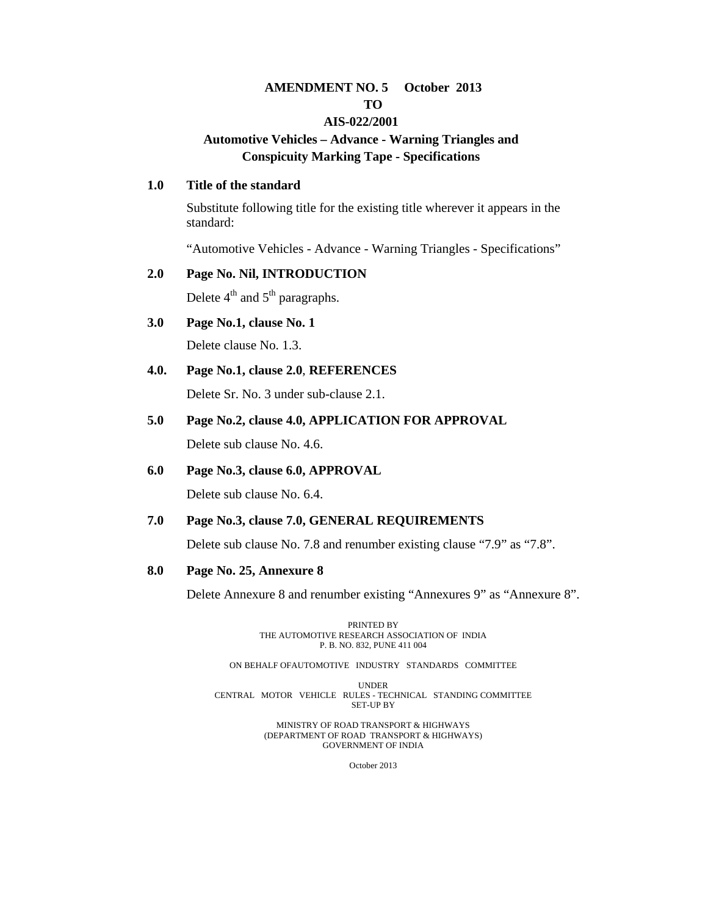# AMENDMENT NO. 5 October 2013
# TO
# AIS-022/2001

## Automotive Vehicles – Advance - Warning Triangles and Conspicuity Marking Tape - Specifications

**1.0 Title of the standard**

Substitute following title for the existing title wherever it appears in the standard:

"Automotive Vehicles - Advance - Warning Triangles - Specifications"

**2.0 Page No. Nil, INTRODUCTION**

Delete 4th and 5th paragraphs.

**3.0 Page No.1, clause No. 1**

Delete clause No. 1.3.

**4.0. Page No.1, clause 2.0, REFERENCES**

Delete Sr. No. 3 under sub-clause 2.1.

**5.0 Page No.2, clause 4.0, APPLICATION FOR APPROVAL**

Delete sub clause No. 4.6.

**6.0 Page No.3, clause 6.0, APPROVAL**

Delete sub clause No. 6.4.

**7.0 Page No.3, clause 7.0, GENERAL REQUIREMENTS**

Delete sub clause No. 7.8 and renumber existing clause "7.9" as "7.8".

**8.0 Page No. 25, Annexure 8**

Delete Annexure 8 and renumber existing "Annexures 9" as "Annexure 8".

PRINTED BY
THE AUTOMOTIVE RESEARCH ASSOCIATION OF INDIA
P. B. NO. 832, PUNE 411 004

ON BEHALF OF AUTOMOTIVE INDUSTRY STANDARDS COMMITTEE

UNDER
CENTRAL MOTOR VEHICLE RULES - TECHNICAL STANDING COMMITTEE
SET-UP BY

MINISTRY OF ROAD TRANSPORT & HIGHWAYS
(DEPARTMENT OF ROAD TRANSPORT & HIGHWAYS)
GOVERNMENT OF INDIA

October 2013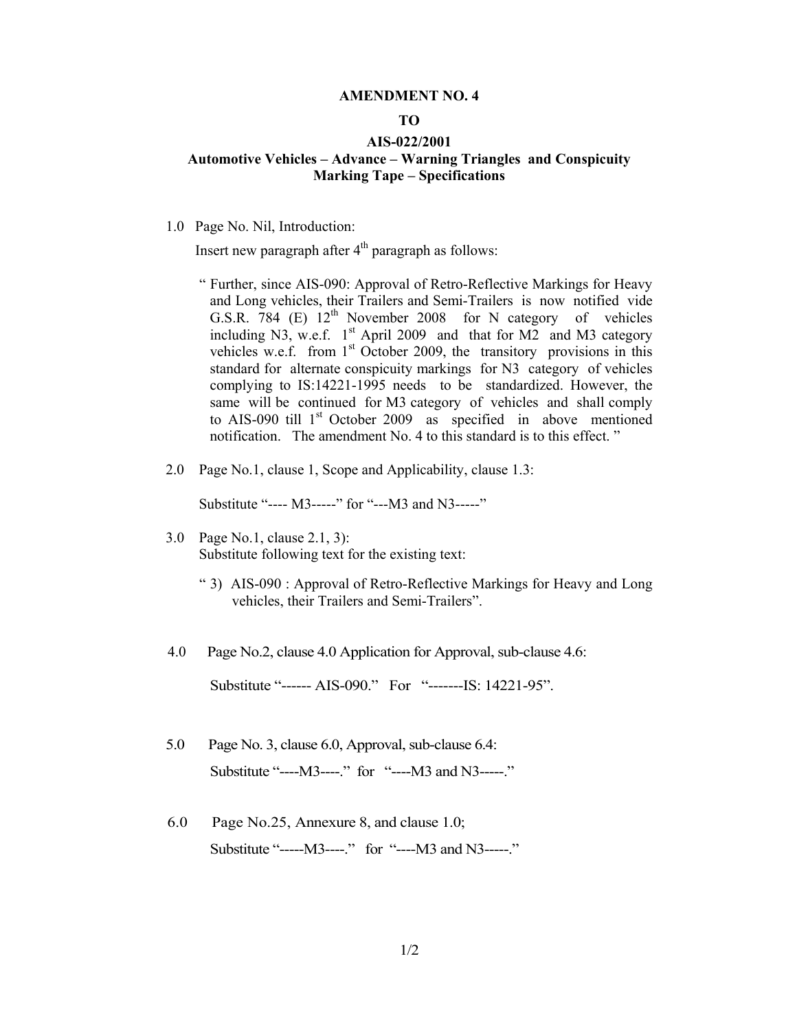# AMENDMENT NO. 4

# TO

# AIS-022/2001

## Automotive Vehicles – Advance – Warning Triangles and Conspicuity Marking Tape – Specifications

1.0 Page No. Nil, Introduction:

Insert new paragraph after 4th paragraph as follows:

> " Further, since AIS-090: Approval of Retro-Reflective Markings for Heavy and Long vehicles, their Trailers and Semi-Trailers is now notified vide G.S.R. 784 (E) 12th November 2008 for N category of vehicles including N3, w.e.f. 1st April 2009 and that for M2 and M3 category vehicles w.e.f. from 1st October 2009, the transitory provisions in this standard for alternate conspicuity markings for N3 category of vehicles complying to IS:14221-1995 needs to be standardized. However, the same will be continued for M3 category of vehicles and shall comply to AIS-090 till 1st October 2009 as specified in above mentioned notification. The amendment No. 4 to this standard is to this effect. "

2.0 Page No.1, clause 1, Scope and Applicability, clause 1.3:

Substitute "---- M3-----" for "---M3 and N3-----"

3.0 Page No.1, clause 2.1, 3):
Substitute following text for the existing text:

> " 3) AIS-090 : Approval of Retro-Reflective Markings for Heavy and Long vehicles, their Trailers and Semi-Trailers".

4.0 Page No.2, clause 4.0 Application for Approval, sub-clause 4.6:

Substitute "------ AIS-090." For "-------IS: 14221-95".

5.0 Page No. 3, clause 6.0, Approval, sub-clause 6.4:

Substitute "----M3----." for "----M3 and N3-----."

6.0 Page No.25, Annexure 8, and clause 1.0;

Substitute "-----M3----." for "----M3 and N3-----."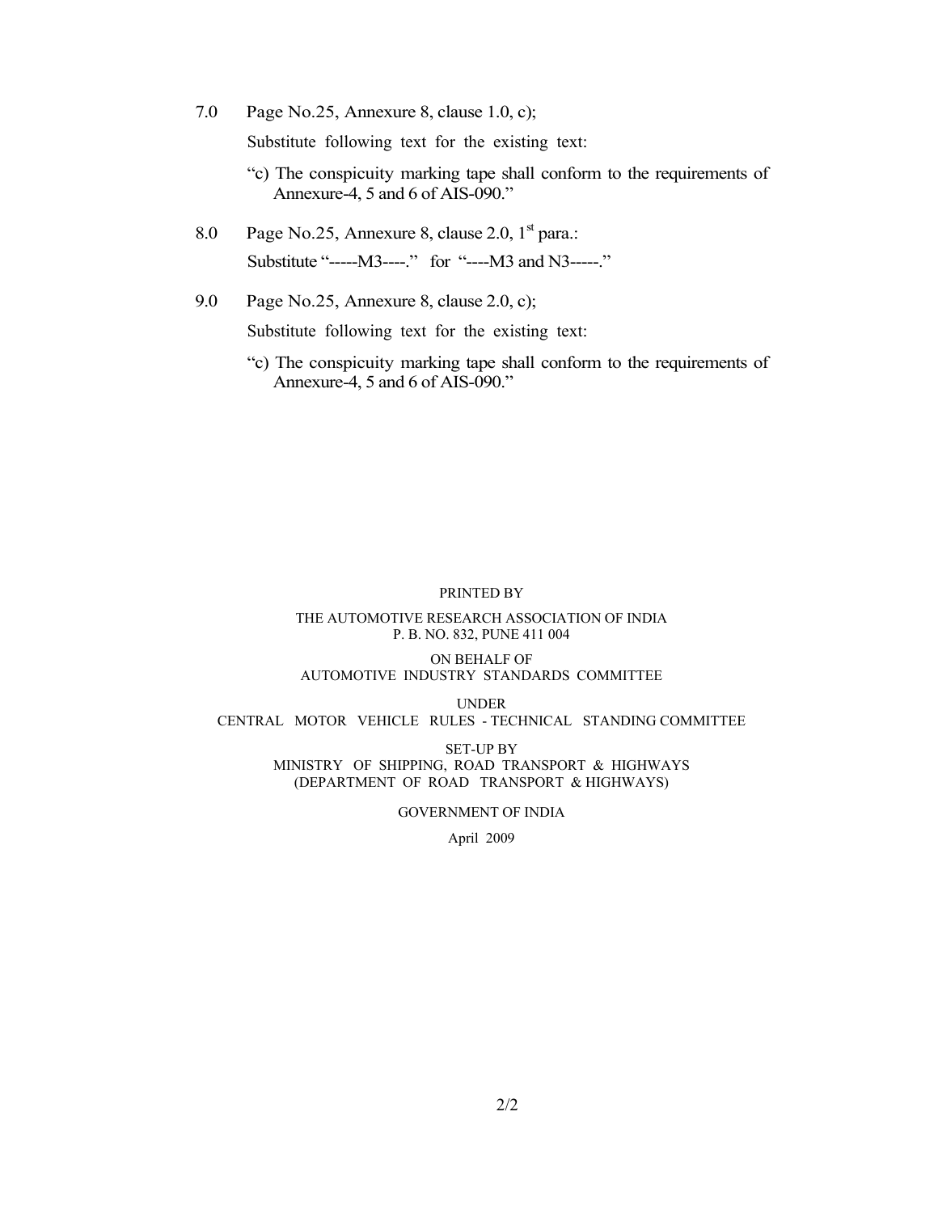7.0 Page No.25, Annexure 8, clause 1.0, c);

Substitute following text for the existing text:

"c) The conspicuity marking tape shall conform to the requirements of Annexure-4, 5 and 6 of AIS-090."

8.0 Page No.25, Annexure 8, clause 2.0, 1st para.:

Substitute "-----M3----." for "----M3 and N3-----."

9.0 Page No.25, Annexure 8, clause 2.0, c);

Substitute following text for the existing text:

"c) The conspicuity marking tape shall conform to the requirements of Annexure-4, 5 and 6 of AIS-090."

PRINTED BY

THE AUTOMOTIVE RESEARCH ASSOCIATION OF INDIA
P. B. NO. 832, PUNE 411 004

ON BEHALF OF
AUTOMOTIVE INDUSTRY STANDARDS COMMITTEE

UNDER
CENTRAL MOTOR VEHICLE RULES - TECHNICAL STANDING COMMITTEE

SET-UP BY
MINISTRY OF SHIPPING, ROAD TRANSPORT & HIGHWAYS
(DEPARTMENT OF ROAD TRANSPORT & HIGHWAYS)

GOVERNMENT OF INDIA

April 2009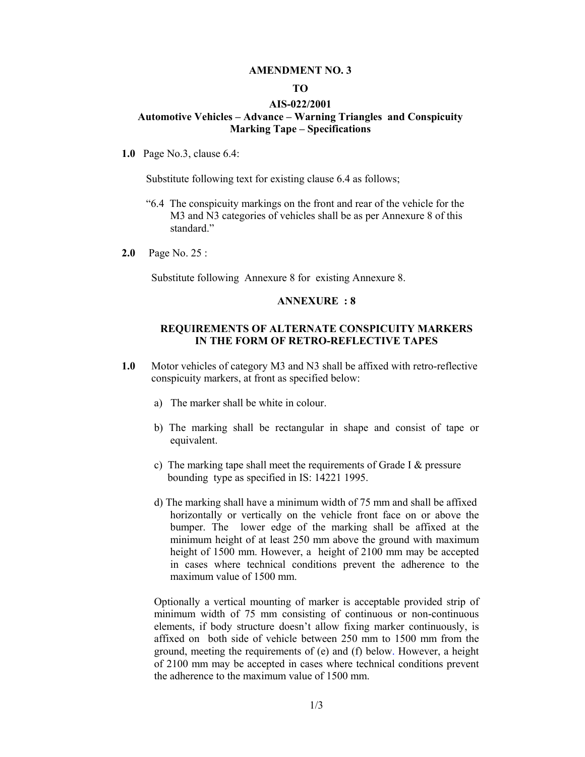**AMENDMENT NO. 3**

**TO**

**AIS-022/2001**

**Automotive Vehicles – Advance – Warning Triangles and Conspicuity Marking Tape – Specifications**

**1.0** Page No.3, clause 6.4:

Substitute following text for existing clause 6.4 as follows;

"6.4 The conspicuity markings on the front and rear of the vehicle for the M3 and N3 categories of vehicles shall be as per Annexure 8 of this standard."

**2.0** Page No. 25 :

Substitute following Annexure 8 for existing Annexure 8.

**ANNEXURE : 8**

**REQUIREMENTS OF ALTERNATE CONSPICUITY MARKERS IN THE FORM OF RETRO-REFLECTIVE TAPES**

**1.0** Motor vehicles of category M3 and N3 shall be affixed with retro-reflective conspicuity markers, at front as specified below:

a) The marker shall be white in colour.

b) The marking shall be rectangular in shape and consist of tape or equivalent.

c) The marking tape shall meet the requirements of Grade I & pressure bounding type as specified in IS: 14221 1995.

d) The marking shall have a minimum width of 75 mm and shall be affixed horizontally or vertically on the vehicle front face on or above the bumper. The lower edge of the marking shall be affixed at the minimum height of at least 250 mm above the ground with maximum height of 1500 mm. However, a height of 2100 mm may be accepted in cases where technical conditions prevent the adherence to the maximum value of 1500 mm.

Optionally a vertical mounting of marker is acceptable provided strip of minimum width of 75 mm consisting of continuous or non-continuous elements, if body structure doesn't allow fixing marker continuously, is affixed on both side of vehicle between 250 mm to 1500 mm from the ground, meeting the requirements of (e) and (f) below. However, a height of 2100 mm may be accepted in cases where technical conditions prevent the adherence to the maximum value of 1500 mm.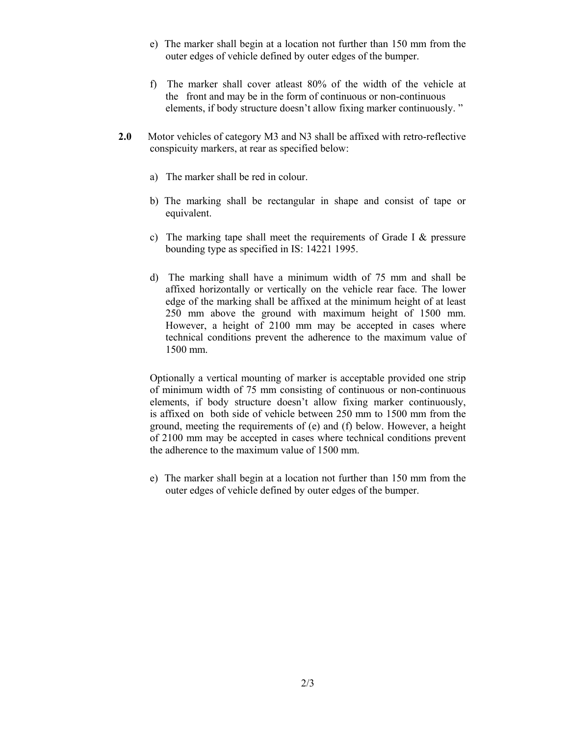e) The marker shall begin at a location not further than 150 mm from the outer edges of vehicle defined by outer edges of the bumper.

f) The marker shall cover atleast 80% of the width of the vehicle at the front and may be in the form of continuous or non-continuous elements, if body structure doesn't allow fixing marker continuously. "

**2.0** Motor vehicles of category M3 and N3 shall be affixed with retro-reflective conspicuity markers, at rear as specified below:

a) The marker shall be red in colour.

b) The marking shall be rectangular in shape and consist of tape or equivalent.

c) The marking tape shall meet the requirements of Grade I & pressure bounding type as specified in IS: 14221 1995.

d) The marking shall have a minimum width of 75 mm and shall be affixed horizontally or vertically on the vehicle rear face. The lower edge of the marking shall be affixed at the minimum height of at least 250 mm above the ground with maximum height of 1500 mm. However, a height of 2100 mm may be accepted in cases where technical conditions prevent the adherence to the maximum value of 1500 mm.

Optionally a vertical mounting of marker is acceptable provided one strip of minimum width of 75 mm consisting of continuous or non-continuous elements, if body structure doesn't allow fixing marker continuously, is affixed on both side of vehicle between 250 mm to 1500 mm from the ground, meeting the requirements of (e) and (f) below. However, a height of 2100 mm may be accepted in cases where technical conditions prevent the adherence to the maximum value of 1500 mm.

e) The marker shall begin at a location not further than 150 mm from the outer edges of vehicle defined by outer edges of the bumper.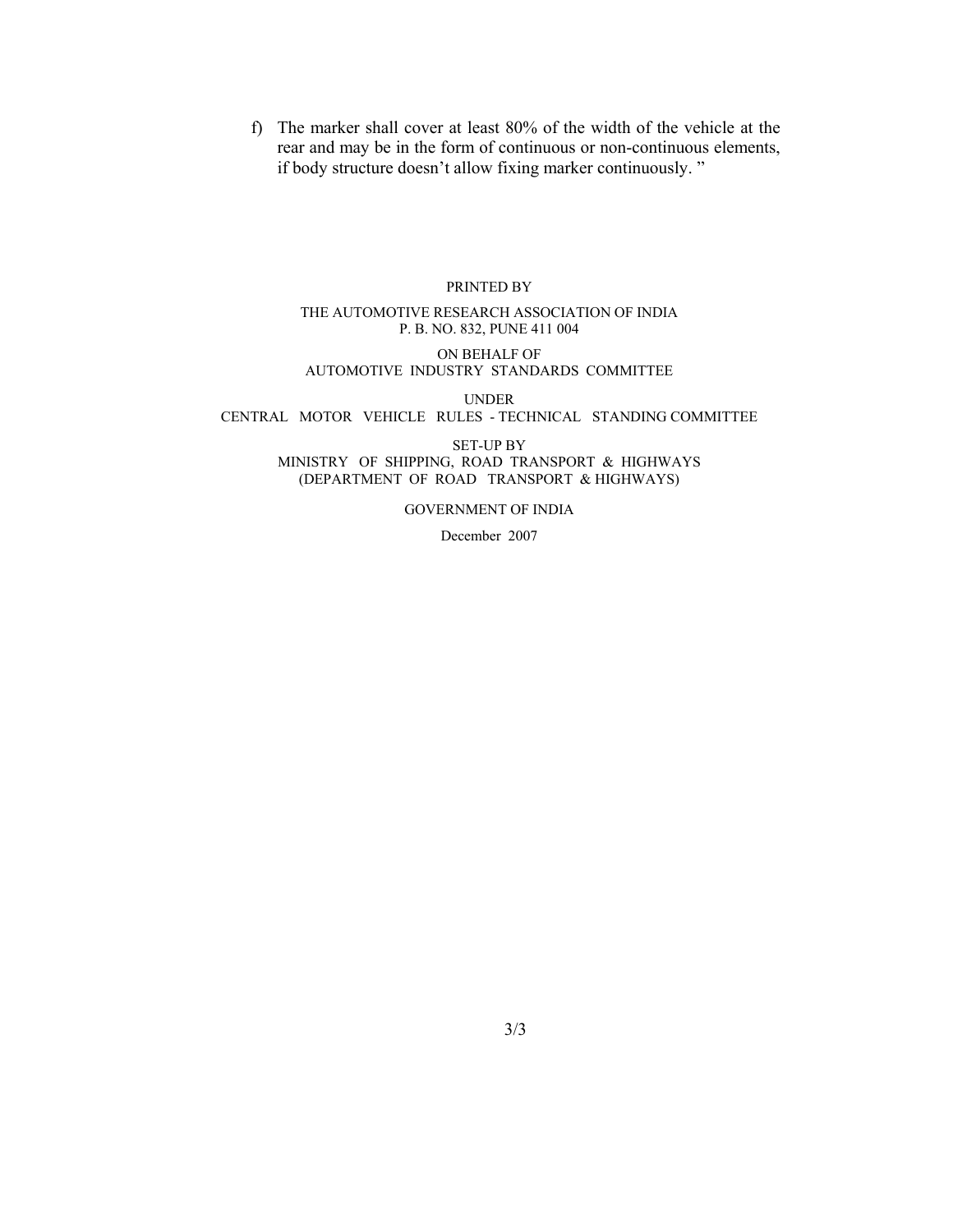f) The marker shall cover at least 80% of the width of the vehicle at the rear and may be in the form of continuous or non-continuous elements, if body structure doesn't allow fixing marker continuously. "

PRINTED BY

THE AUTOMOTIVE RESEARCH ASSOCIATION OF INDIA
P. B. NO. 832, PUNE 411 004

ON BEHALF OF
AUTOMOTIVE INDUSTRY STANDARDS COMMITTEE

UNDER
CENTRAL MOTOR VEHICLE RULES - TECHNICAL STANDING COMMITTEE

SET-UP BY
MINISTRY OF SHIPPING, ROAD TRANSPORT & HIGHWAYS
(DEPARTMENT OF ROAD TRANSPORT & HIGHWAYS)

GOVERNMENT OF INDIA

December 2007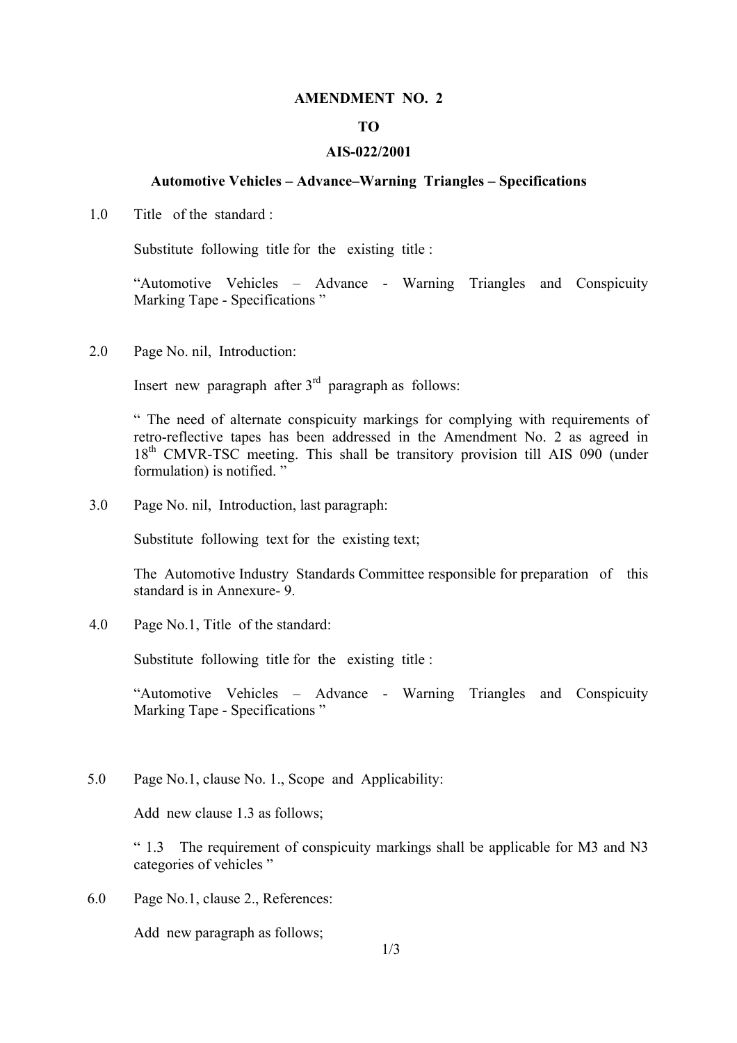**AMENDMENT NO. 2**

**TO**

**AIS-022/2001**

**Automotive Vehicles – Advance–Warning Triangles – Specifications**

1.0 Title of the standard :

Substitute following title for the existing title :

"Automotive Vehicles – Advance - Warning Triangles and Conspicuity Marking Tape - Specifications "

2.0 Page No. nil, Introduction:

Insert new paragraph after 3rd paragraph as follows:

" The need of alternate conspicuity markings for complying with requirements of retro-reflective tapes has been addressed in the Amendment No. 2 as agreed in 18th CMVR-TSC meeting. This shall be transitory provision till AIS 090 (under formulation) is notified. "

3.0 Page No. nil, Introduction, last paragraph:

Substitute following text for the existing text;

The Automotive Industry Standards Committee responsible for preparation of this standard is in Annexure- 9.

4.0 Page No.1, Title of the standard:

Substitute following title for the existing title :

"Automotive Vehicles – Advance - Warning Triangles and Conspicuity Marking Tape - Specifications "

5.0 Page No.1, clause No. 1., Scope and Applicability:

Add new clause 1.3 as follows;

" 1.3 The requirement of conspicuity markings shall be applicable for M3 and N3 categories of vehicles "

6.0 Page No.1, clause 2., References:

Add new paragraph as follows;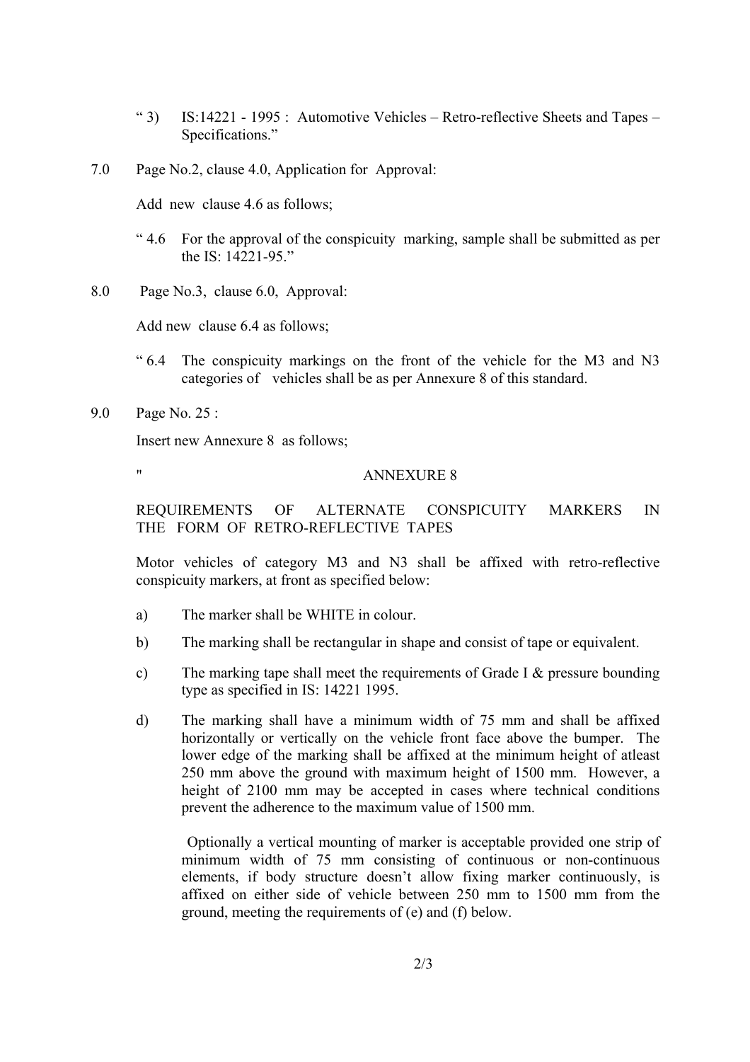“ 3) IS:14221 - 1995 : Automotive Vehicles – Retro-reflective Sheets and Tapes – Specifications.”

7.0 Page No.2, clause 4.0, Application for Approval:

Add new clause 4.6 as follows;

“ 4.6 For the approval of the conspicuity marking, sample shall be submitted as per the IS: 14221-95.”

8.0 Page No.3, clause 6.0, Approval:

Add new clause 6.4 as follows;

“ 6.4 The conspicuity markings on the front of the vehicle for the M3 and N3 categories of vehicles shall be as per Annexure 8 of this standard.

9.0 Page No. 25 :

Insert new Annexure 8 as follows;

" ANNEXURE 8

REQUIREMENTS OF ALTERNATE CONSPICUITY MARKERS IN THE FORM OF RETRO-REFLECTIVE TAPES

Motor vehicles of category M3 and N3 shall be affixed with retro-reflective conspicuity markers, at front as specified below:

a) The marker shall be WHITE in colour.

b) The marking shall be rectangular in shape and consist of tape or equivalent.

c) The marking tape shall meet the requirements of Grade I & pressure bounding type as specified in IS: 14221 1995.

d) The marking shall have a minimum width of 75 mm and shall be affixed horizontally or vertically on the vehicle front face above the bumper. The lower edge of the marking shall be affixed at the minimum height of atleast 250 mm above the ground with maximum height of 1500 mm. However, a height of 2100 mm may be accepted in cases where technical conditions prevent the adherence to the maximum value of 1500 mm.

Optionally a vertical mounting of marker is acceptable provided one strip of minimum width of 75 mm consisting of continuous or non-continuous elements, if body structure doesn’t allow fixing marker continuously, is affixed on either side of vehicle between 250 mm to 1500 mm from the ground, meeting the requirements of (e) and (f) below.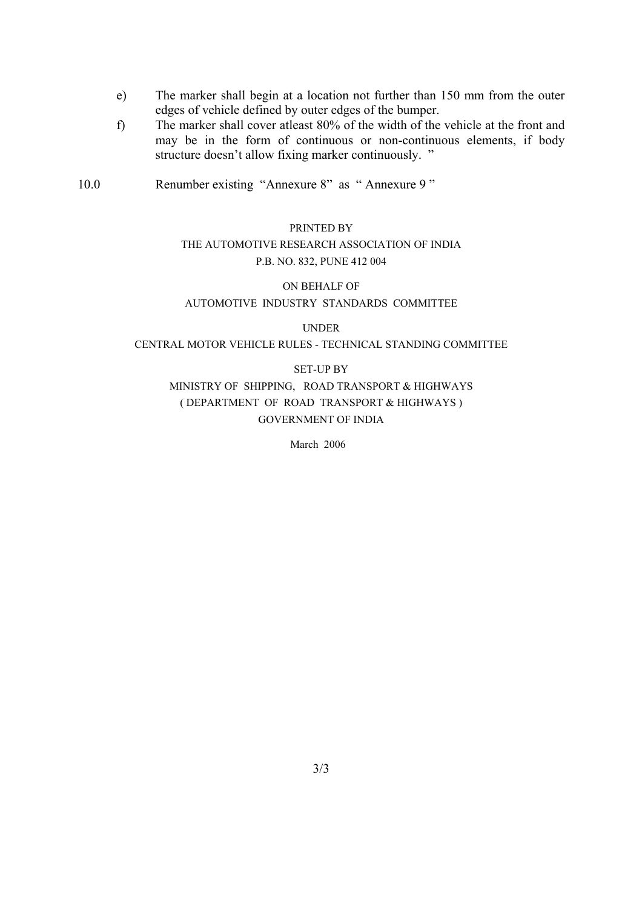e) The marker shall begin at a location not further than 150 mm from the outer edges of vehicle defined by outer edges of the bumper.

f) The marker shall cover atleast 80% of the width of the vehicle at the front and may be in the form of continuous or non-continuous elements, if body structure doesn't allow fixing marker continuously. "

10.0 Renumber existing "Annexure 8" as " Annexure 9 "

PRINTED BY
THE AUTOMOTIVE RESEARCH ASSOCIATION OF INDIA
P.B. NO. 832, PUNE 412 004

ON BEHALF OF
AUTOMOTIVE INDUSTRY STANDARDS COMMITTEE

UNDER
CENTRAL MOTOR VEHICLE RULES - TECHNICAL STANDING COMMITTEE

SET-UP BY
MINISTRY OF SHIPPING, ROAD TRANSPORT & HIGHWAYS
( DEPARTMENT OF ROAD TRANSPORT & HIGHWAYS )
GOVERNMENT OF INDIA

March 2006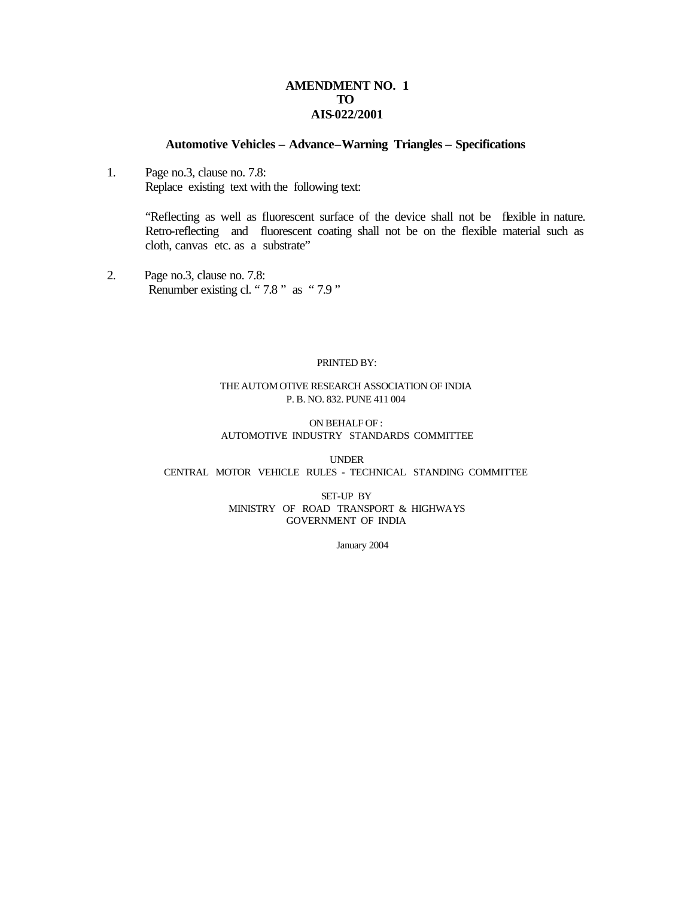# AMENDMENT NO. 1
# TO
# AIS-022/2001

## Automotive Vehicles – Advance–Warning Triangles – Specifications

1. Page no.3, clause no. 7.8:
   Replace existing text with the following text:

   "Reflecting as well as fluorescent surface of the device shall not be flexible in nature. Retro-reflecting and fluorescent coating shall not be on the flexible material such as cloth, canvas etc. as a substrate"

2. Page no.3, clause no. 7.8:
   Renumber existing cl. " 7.8 " as " 7.9 "

PRINTED BY:

THE AUTOMOTIVE RESEARCH ASSOCIATION OF INDIA
P. B. NO. 832. PUNE 411 004

ON BEHALF OF :
AUTOMOTIVE INDUSTRY STANDARDS COMMITTEE

UNDER
CENTRAL MOTOR VEHICLE RULES - TECHNICAL STANDING COMMITTEE

SET-UP BY
MINISTRY OF ROAD TRANSPORT & HIGHWAYS
GOVERNMENT OF INDIA

January 2004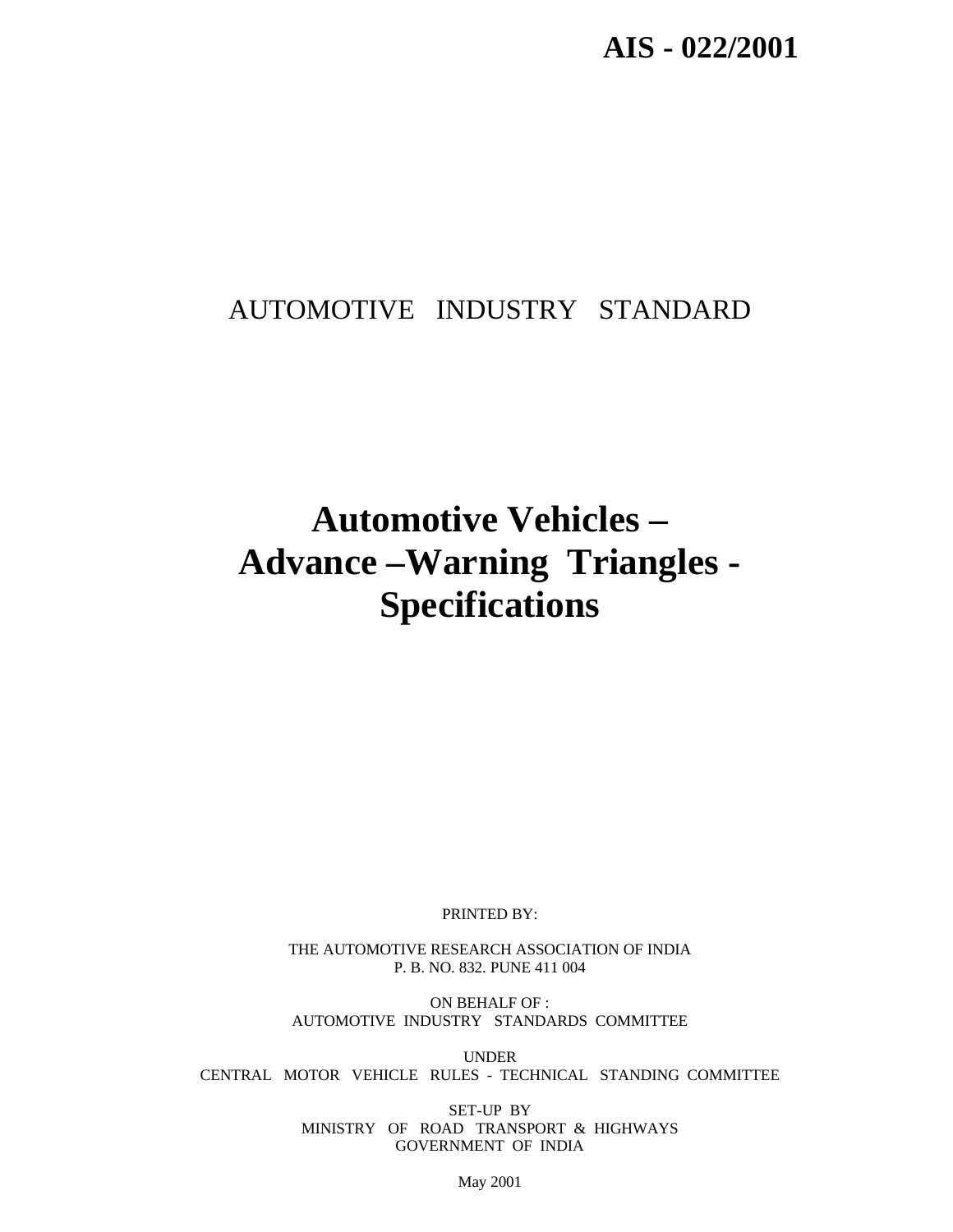**AIS - 022/2001**

AUTOMOTIVE INDUSTRY STANDARD

# Automotive Vehicles – Advance –Warning Triangles - Specifications

PRINTED BY:

THE AUTOMOTIVE RESEARCH ASSOCIATION OF INDIA
P. B. NO. 832. PUNE 411 004

ON BEHALF OF :
AUTOMOTIVE INDUSTRY STANDARDS COMMITTEE

UNDER
CENTRAL MOTOR VEHICLE RULES - TECHNICAL STANDING COMMITTEE

SET-UP BY
MINISTRY OF ROAD TRANSPORT & HIGHWAYS
GOVERNMENT OF INDIA

May 2001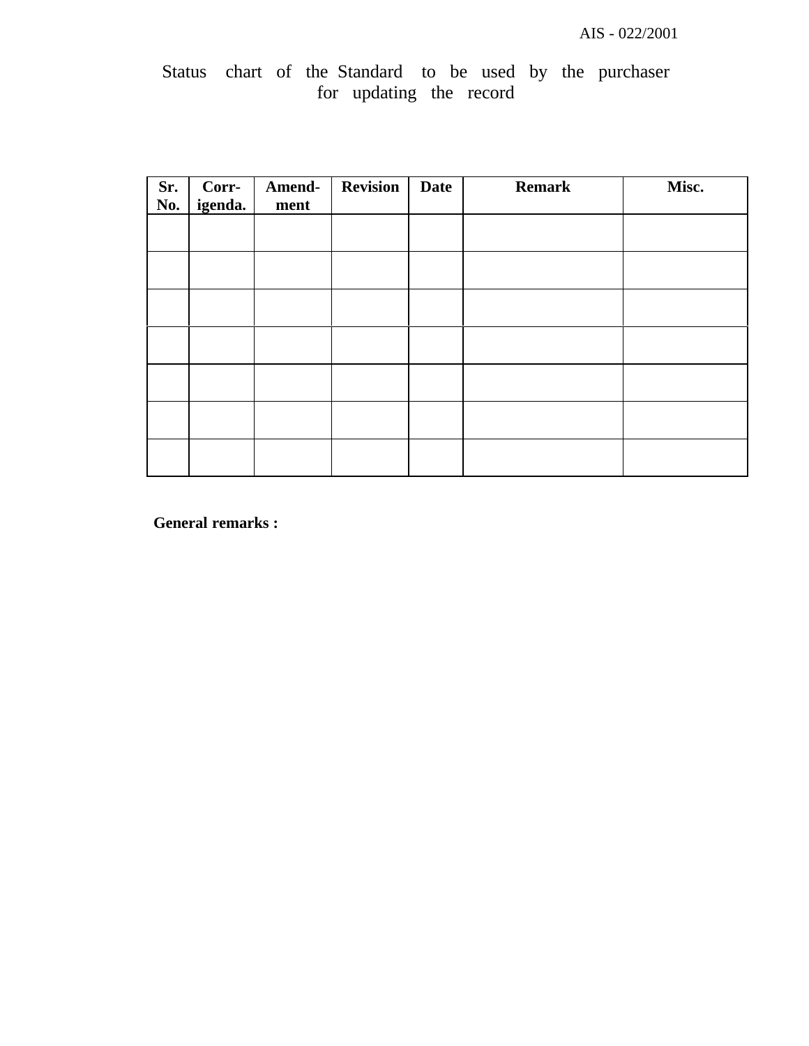Status chart of the Standard to be used by the purchaser for updating the record

| Sr. No. | Corr-igenda. | Amend-ment | Revision | Date | Remark | Misc. |
|---|---|---|---|---|---|---|
| | | | | | | |
| | | | | | | |
| | | | | | | |
| | | | | | | |
| | | | | | | |
| | | | | | | |
| | | | | | | |

**General remarks :**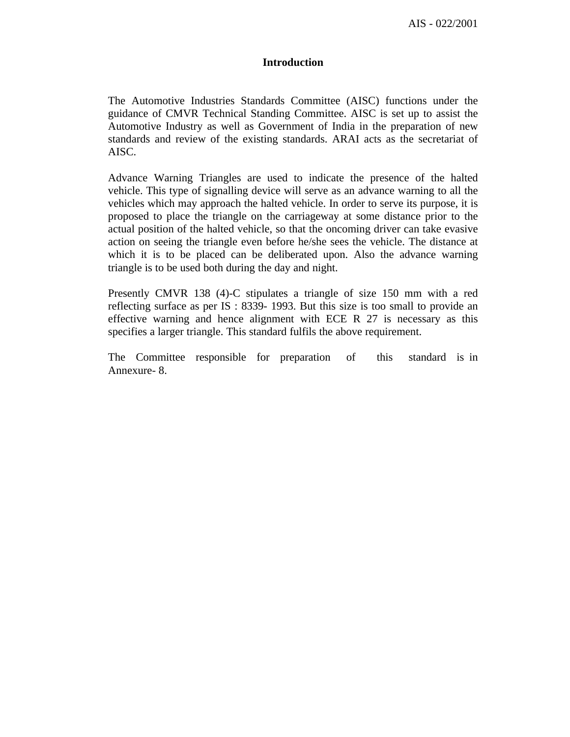# Introduction

The Automotive Industries Standards Committee (AISC) functions under the guidance of CMVR Technical Standing Committee. AISC is set up to assist the Automotive Industry as well as Government of India in the preparation of new standards and review of the existing standards. ARAI acts as the secretariat of AISC.

Advance Warning Triangles are used to indicate the presence of the halted vehicle. This type of signalling device will serve as an advance warning to all the vehicles which may approach the halted vehicle. In order to serve its purpose, it is proposed to place the triangle on the carriageway at some distance prior to the actual position of the halted vehicle, so that the oncoming driver can take evasive action on seeing the triangle even before he/she sees the vehicle. The distance at which it is to be placed can be deliberated upon. Also the advance warning triangle is to be used both during the day and night.

Presently CMVR 138 (4)-C stipulates a triangle of size 150 mm with a red reflecting surface as per IS : 8339- 1993. But this size is too small to provide an effective warning and hence alignment with ECE R 27 is necessary as this specifies a larger triangle. This standard fulfils the above requirement.

The Committee responsible for preparation of this standard is in Annexure- 8.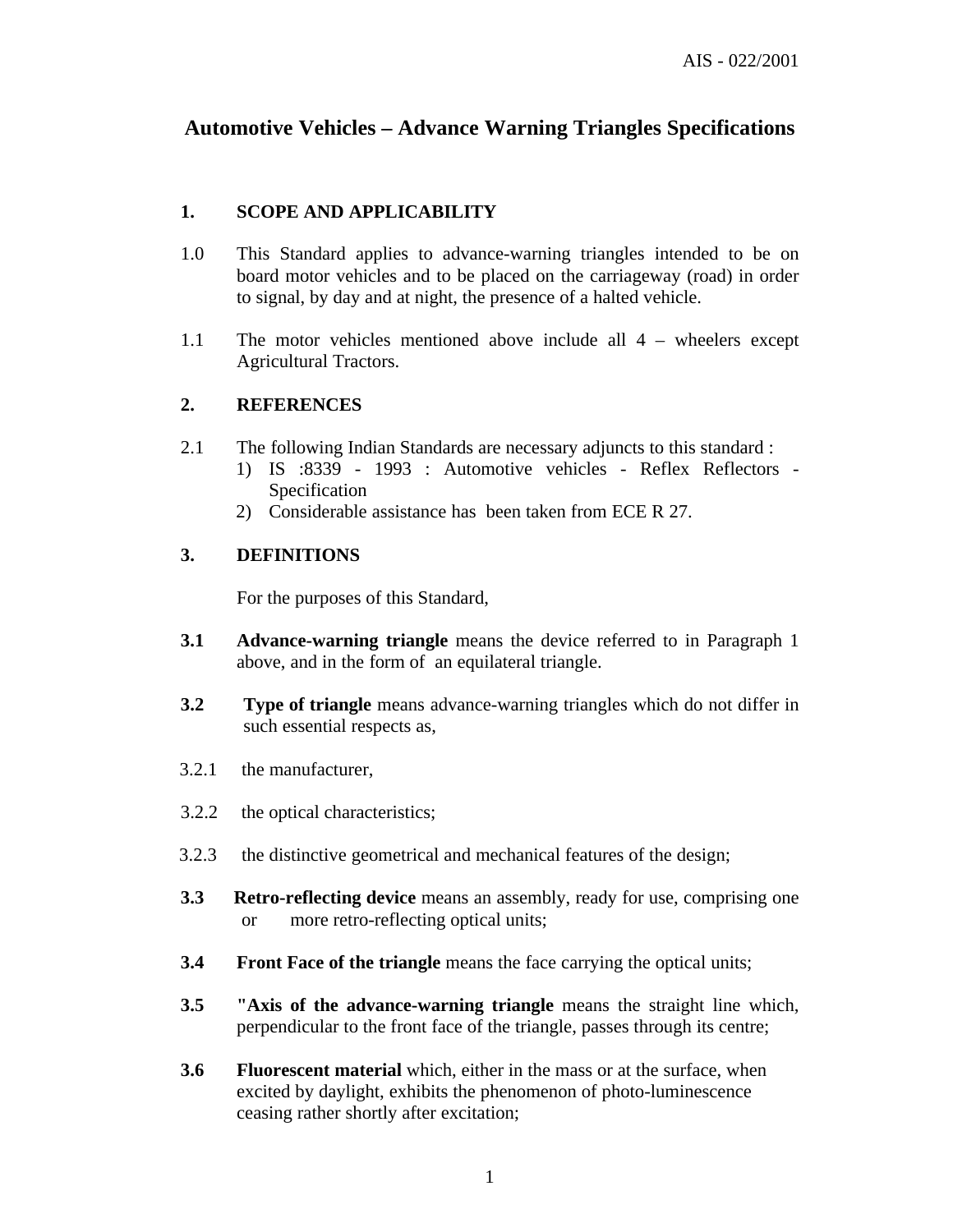# Automotive Vehicles – Advance Warning Triangles Specifications

## 1. SCOPE AND APPLICABILITY

1.0 This Standard applies to advance-warning triangles intended to be on board motor vehicles and to be placed on the carriageway (road) in order to signal, by day and at night, the presence of a halted vehicle.

1.1 The motor vehicles mentioned above include all 4 – wheelers except Agricultural Tractors.

## 2. REFERENCES

2.1 The following Indian Standards are necessary adjuncts to this standard :

1) IS :8339 - 1993 : Automotive vehicles - Reflex Reflectors - Specification
2) Considerable assistance has been taken from ECE R 27.

## 3. DEFINITIONS

For the purposes of this Standard,

**3.1** **Advance-warning triangle** means the device referred to in Paragraph 1 above, and in the form of an equilateral triangle.

**3.2** **Type of triangle** means advance-warning triangles which do not differ in such essential respects as,

3.2.1 the manufacturer,

3.2.2 the optical characteristics;

3.2.3 the distinctive geometrical and mechanical features of the design;

**3.3** **Retro-reflecting device** means an assembly, ready for use, comprising one or more retro-reflecting optical units;

**3.4** **Front Face of the triangle** means the face carrying the optical units;

**3.5** **"Axis of the advance-warning triangle** means the straight line which, perpendicular to the front face of the triangle, passes through its centre;

**3.6** **Fluorescent material** which, either in the mass or at the surface, when excited by daylight, exhibits the phenomenon of photo-luminescence ceasing rather shortly after excitation;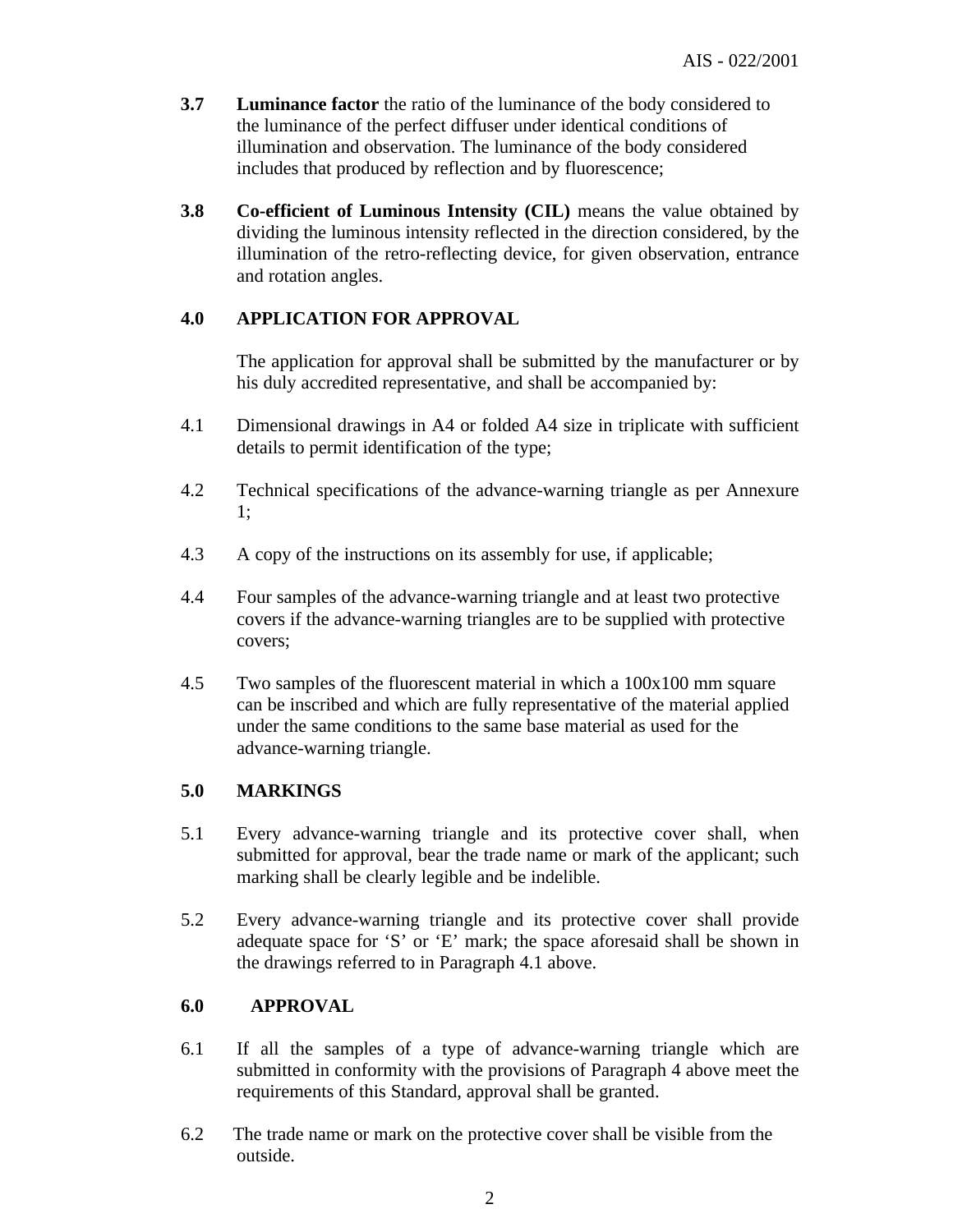**3.7** **Luminance factor** the ratio of the luminance of the body considered to the luminance of the perfect diffuser under identical conditions of illumination and observation. The luminance of the body considered includes that produced by reflection and by fluorescence;

**3.8** **Co-efficient of Luminous Intensity (CIL)** means the value obtained by dividing the luminous intensity reflected in the direction considered, by the illumination of the retro-reflecting device, for given observation, entrance and rotation angles.

## 4.0 APPLICATION FOR APPROVAL

The application for approval shall be submitted by the manufacturer or by his duly accredited representative, and shall be accompanied by:

4.1 Dimensional drawings in A4 or folded A4 size in triplicate with sufficient details to permit identification of the type;

4.2 Technical specifications of the advance-warning triangle as per Annexure 1;

4.3 A copy of the instructions on its assembly for use, if applicable;

4.4 Four samples of the advance-warning triangle and at least two protective covers if the advance-warning triangles are to be supplied with protective covers;

4.5 Two samples of the fluorescent material in which a 100x100 mm square can be inscribed and which are fully representative of the material applied under the same conditions to the same base material as used for the advance-warning triangle.

## 5.0 MARKINGS

5.1 Every advance-warning triangle and its protective cover shall, when submitted for approval, bear the trade name or mark of the applicant; such marking shall be clearly legible and be indelible.

5.2 Every advance-warning triangle and its protective cover shall provide adequate space for 'S' or 'E' mark; the space aforesaid shall be shown in the drawings referred to in Paragraph 4.1 above.

## 6.0 APPROVAL

6.1 If all the samples of a type of advance-warning triangle which are submitted in conformity with the provisions of Paragraph 4 above meet the requirements of this Standard, approval shall be granted.

6.2 The trade name or mark on the protective cover shall be visible from the outside.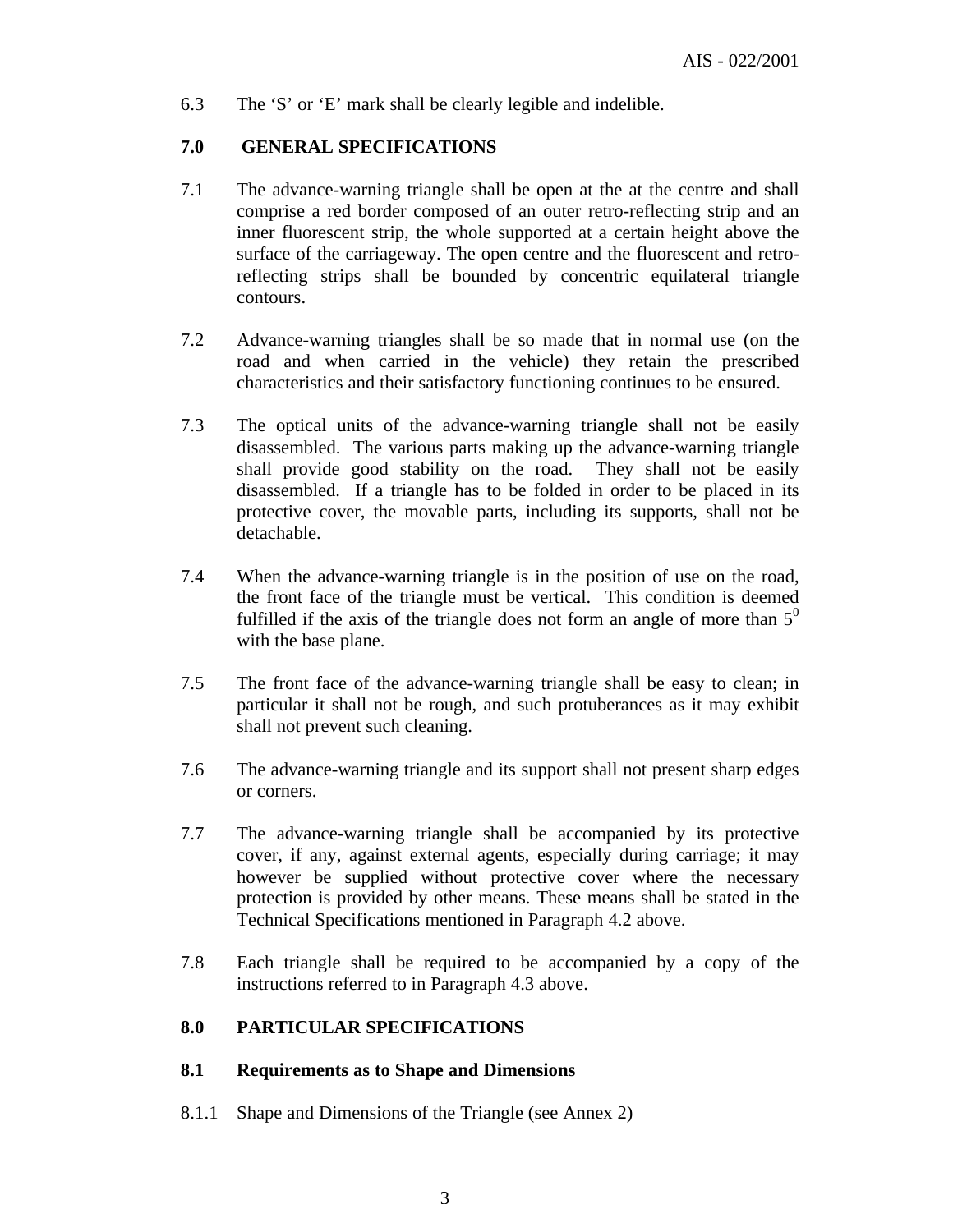6.3 The 'S' or 'E' mark shall be clearly legible and indelible.

## 7.0 GENERAL SPECIFICATIONS

7.1 The advance-warning triangle shall be open at the at the centre and shall comprise a red border composed of an outer retro-reflecting strip and an inner fluorescent strip, the whole supported at a certain height above the surface of the carriageway. The open centre and the fluorescent and retro-reflecting strips shall be bounded by concentric equilateral triangle contours.

7.2 Advance-warning triangles shall be so made that in normal use (on the road and when carried in the vehicle) they retain the prescribed characteristics and their satisfactory functioning continues to be ensured.

7.3 The optical units of the advance-warning triangle shall not be easily disassembled. The various parts making up the advance-warning triangle shall provide good stability on the road. They shall not be easily disassembled. If a triangle has to be folded in order to be placed in its protective cover, the movable parts, including its supports, shall not be detachable.

7.4 When the advance-warning triangle is in the position of use on the road, the front face of the triangle must be vertical. This condition is deemed fulfilled if the axis of the triangle does not form an angle of more than $5^0$ with the base plane.

7.5 The front face of the advance-warning triangle shall be easy to clean; in particular it shall not be rough, and such protuberances as it may exhibit shall not prevent such cleaning.

7.6 The advance-warning triangle and its support shall not present sharp edges or corners.

7.7 The advance-warning triangle shall be accompanied by its protective cover, if any, against external agents, especially during carriage; it may however be supplied without protective cover where the necessary protection is provided by other means. These means shall be stated in the Technical Specifications mentioned in Paragraph 4.2 above.

7.8 Each triangle shall be required to be accompanied by a copy of the instructions referred to in Paragraph 4.3 above.

## 8.0 PARTICULAR SPECIFICATIONS

### 8.1 Requirements as to Shape and Dimensions

8.1.1 Shape and Dimensions of the Triangle (see Annex 2)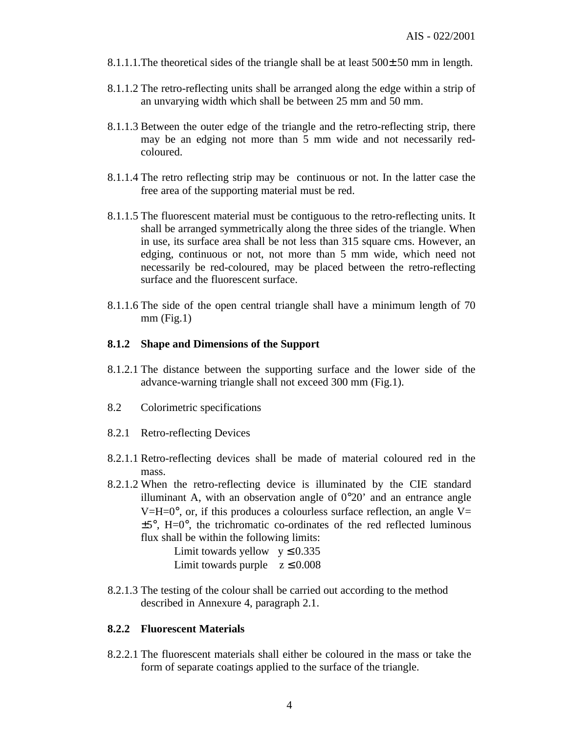8.1.1.1.The theoretical sides of the triangle shall be at least 500± 50 mm in length.

8.1.1.2 The retro-reflecting units shall be arranged along the edge within a strip of an unvarying width which shall be between 25 mm and 50 mm.

8.1.1.3 Between the outer edge of the triangle and the retro-reflecting strip, there may be an edging not more than 5 mm wide and not necessarily red-coloured.

8.1.1.4 The retro reflecting strip may be continuous or not. In the latter case the free area of the supporting material must be red.

8.1.1.5 The fluorescent material must be contiguous to the retro-reflecting units. It shall be arranged symmetrically along the three sides of the triangle. When in use, its surface area shall be not less than 315 square cms. However, an edging, continuous or not, not more than 5 mm wide, which need not necessarily be red-coloured, may be placed between the retro-reflecting surface and the fluorescent surface.

8.1.1.6 The side of the open central triangle shall have a minimum length of 70 mm (Fig.1)

**8.1.2 Shape and Dimensions of the Support**

8.1.2.1 The distance between the supporting surface and the lower side of the advance-warning triangle shall not exceed 300 mm (Fig.1).

8.2 Colorimetric specifications

8.2.1 Retro-reflecting Devices

8.2.1.1 Retro-reflecting devices shall be made of material coloured red in the mass.

8.2.1.2 When the retro-reflecting device is illuminated by the CIE standard illuminant A, with an observation angle of 0°20' and an entrance angle V=H=0°, or, if this produces a colourless surface reflection, an angle V= ±5°, H=0°, the trichromatic co-ordinates of the red reflected luminous flux shall be within the following limits:

Limit towards yellow $y \leq 0.335$

Limit towards purple $z \leq 0.008$

8.2.1.3 The testing of the colour shall be carried out according to the method described in Annexure 4, paragraph 2.1.

**8.2.2 Fluorescent Materials**

8.2.2.1 The fluorescent materials shall either be coloured in the mass or take the form of separate coatings applied to the surface of the triangle.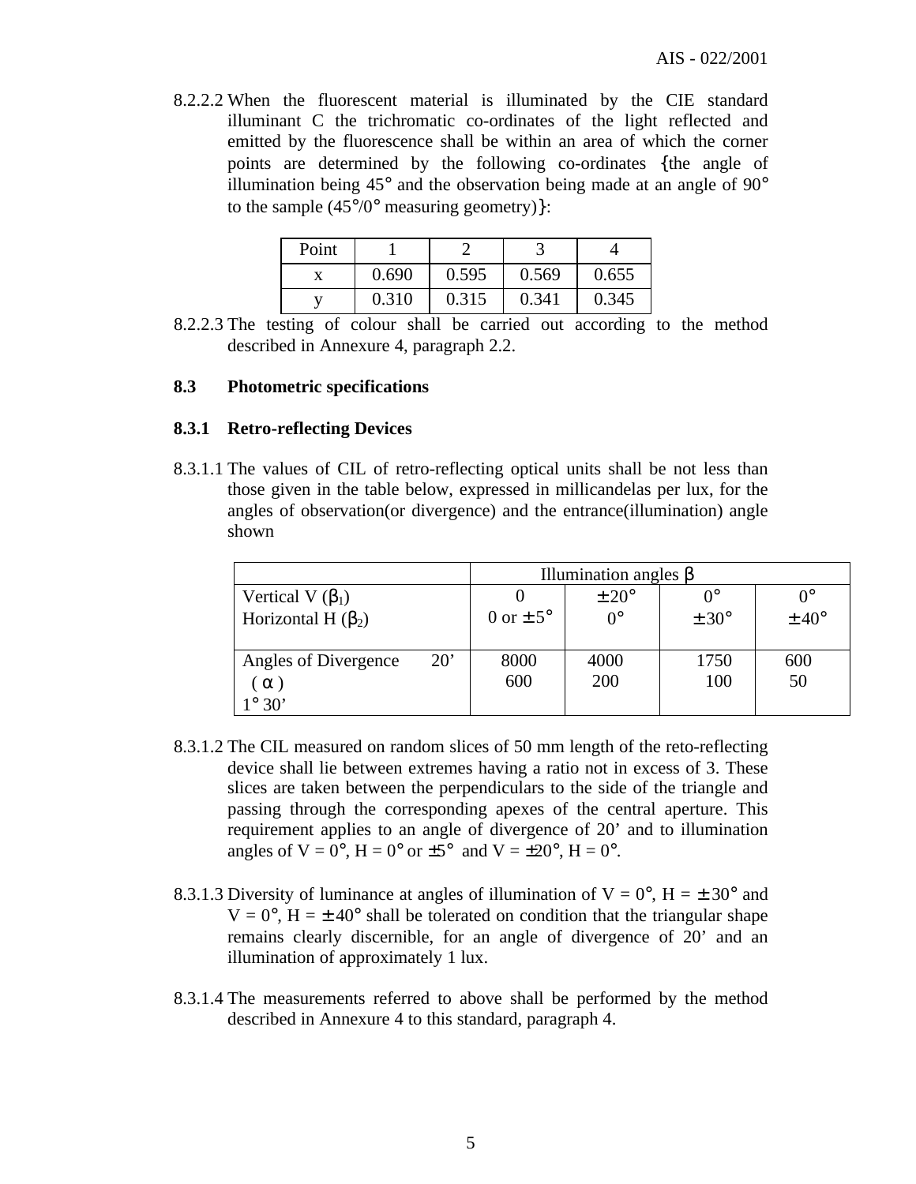8.2.2.2 When the fluorescent material is illuminated by the CIE standard illuminant C the trichromatic co-ordinates of the light reflected and emitted by the fluorescence shall be within an area of which the corner points are determined by the following co-ordinates {the angle of illumination being 45° and the observation being made at an angle of 90° to the sample (45°/0° measuring geometry)}:

| Point | 1 | 2 | 3 | 4 |
|---|---|---|---|---|
| x | 0.690 | 0.595 | 0.569 | 0.655 |
| y | 0.310 | 0.315 | 0.341 | 0.345 |

8.2.2.3 The testing of colour shall be carried out according to the method described in Annexure 4, paragraph 2.2.

### 8.3 Photometric specifications

#### 8.3.1 Retro-reflecting Devices

8.3.1.1 The values of CIL of retro-reflecting optical units shall be not less than those given in the table below, expressed in millicandelas per lux, for the angles of observation(or divergence) and the entrance(illumination) angle shown

| | Illumination angles β | | | |
|---|---|---|---|---|
| Vertical V ($\beta_1$)<br>Horizontal H ($\beta_2$) | 0<br>0 or ± 5° | ± 20°<br>0° | 0°<br>± 30° | 0°<br>± 40° |
| Angles of Divergence ( α ) 20'<br>1° 30' | 8000<br>600 | 4000<br>200 | 1750<br>100 | 600<br>50 |

8.3.1.2 The CIL measured on random slices of 50 mm length of the reto-reflecting device shall lie between extremes having a ratio not in excess of 3. These slices are taken between the perpendiculars to the side of the triangle and passing through the corresponding apexes of the central aperture. This requirement applies to an angle of divergence of 20' and to illumination angles of V = 0°, H = 0° or ±5° and V = ±20°, H = 0°.

8.3.1.3 Diversity of luminance at angles of illumination of V = 0°, H = ± 30° and V = 0°, H = ± 40° shall be tolerated on condition that the triangular shape remains clearly discernible, for an angle of divergence of 20' and an illumination of approximately 1 lux.

8.3.1.4 The measurements referred to above shall be performed by the method described in Annexure 4 to this standard, paragraph 4.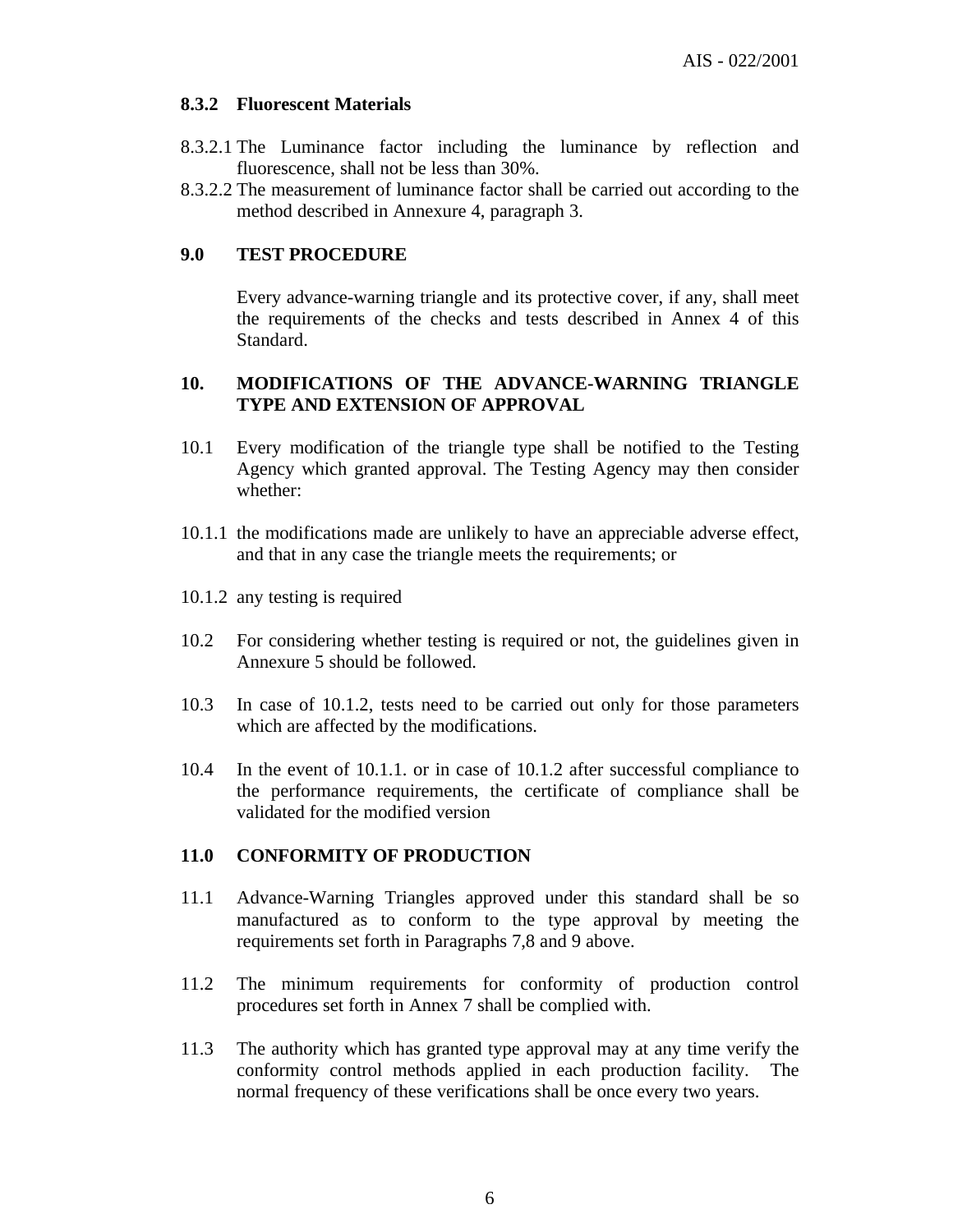### 8.3.2 Fluorescent Materials

8.3.2.1 The Luminance factor including the luminance by reflection and fluorescence, shall not be less than 30%.

8.3.2.2 The measurement of luminance factor shall be carried out according to the method described in Annexure 4, paragraph 3.

## 9.0 TEST PROCEDURE

Every advance-warning triangle and its protective cover, if any, shall meet the requirements of the checks and tests described in Annex 4 of this Standard.

## 10. MODIFICATIONS OF THE ADVANCE-WARNING TRIANGLE TYPE AND EXTENSION OF APPROVAL

10.1 Every modification of the triangle type shall be notified to the Testing Agency which granted approval. The Testing Agency may then consider whether:

10.1.1 the modifications made are unlikely to have an appreciable adverse effect, and that in any case the triangle meets the requirements; or

10.1.2 any testing is required

10.2 For considering whether testing is required or not, the guidelines given in Annexure 5 should be followed.

10.3 In case of 10.1.2, tests need to be carried out only for those parameters which are affected by the modifications.

10.4 In the event of 10.1.1. or in case of 10.1.2 after successful compliance to the performance requirements, the certificate of compliance shall be validated for the modified version

## 11.0 CONFORMITY OF PRODUCTION

11.1 Advance-Warning Triangles approved under this standard shall be so manufactured as to conform to the type approval by meeting the requirements set forth in Paragraphs 7,8 and 9 above.

11.2 The minimum requirements for conformity of production control procedures set forth in Annex 7 shall be complied with.

11.3 The authority which has granted type approval may at any time verify the conformity control methods applied in each production facility. The normal frequency of these verifications shall be once every two years.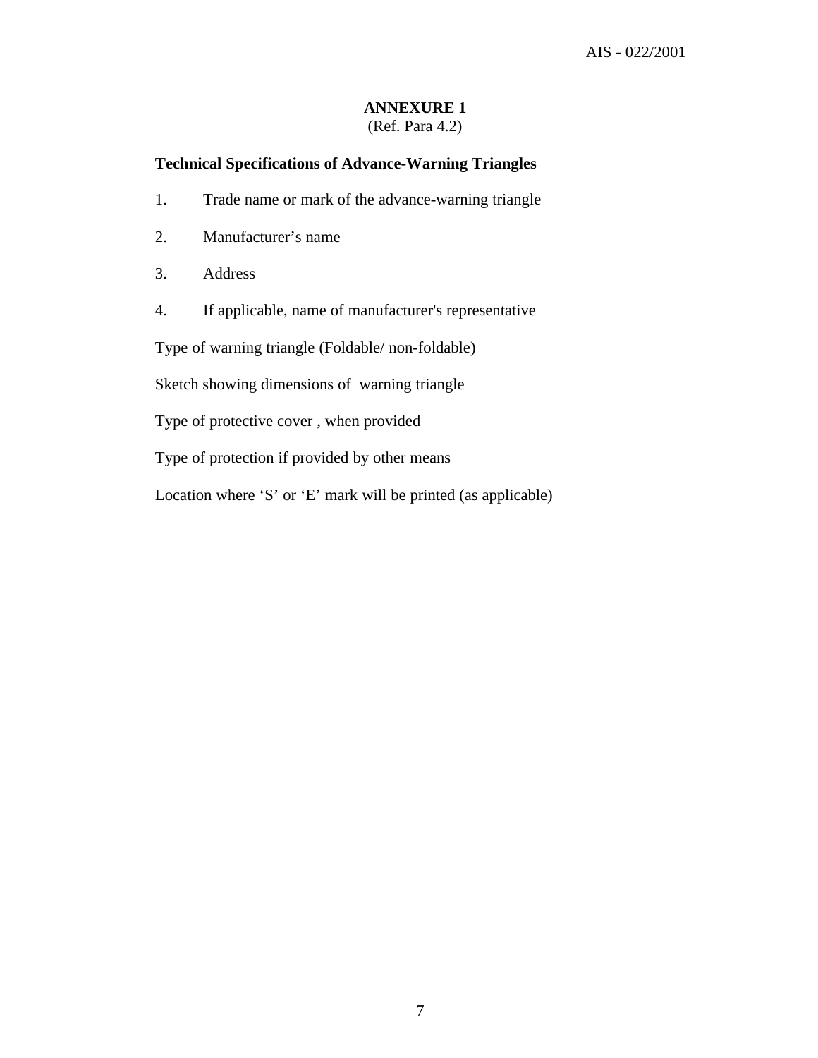## ANNEXURE 1

(Ref. Para 4.2)

**Technical Specifications of Advance-Warning Triangles**

1. Trade name or mark of the advance-warning triangle

2. Manufacturer’s name

3. Address

4. If applicable, name of manufacturer's representative

Type of warning triangle (Foldable/ non-foldable)

Sketch showing dimensions of warning triangle

Type of protective cover , when provided

Type of protection if provided by other means

Location where ‘S’ or ‘E’ mark will be printed (as applicable)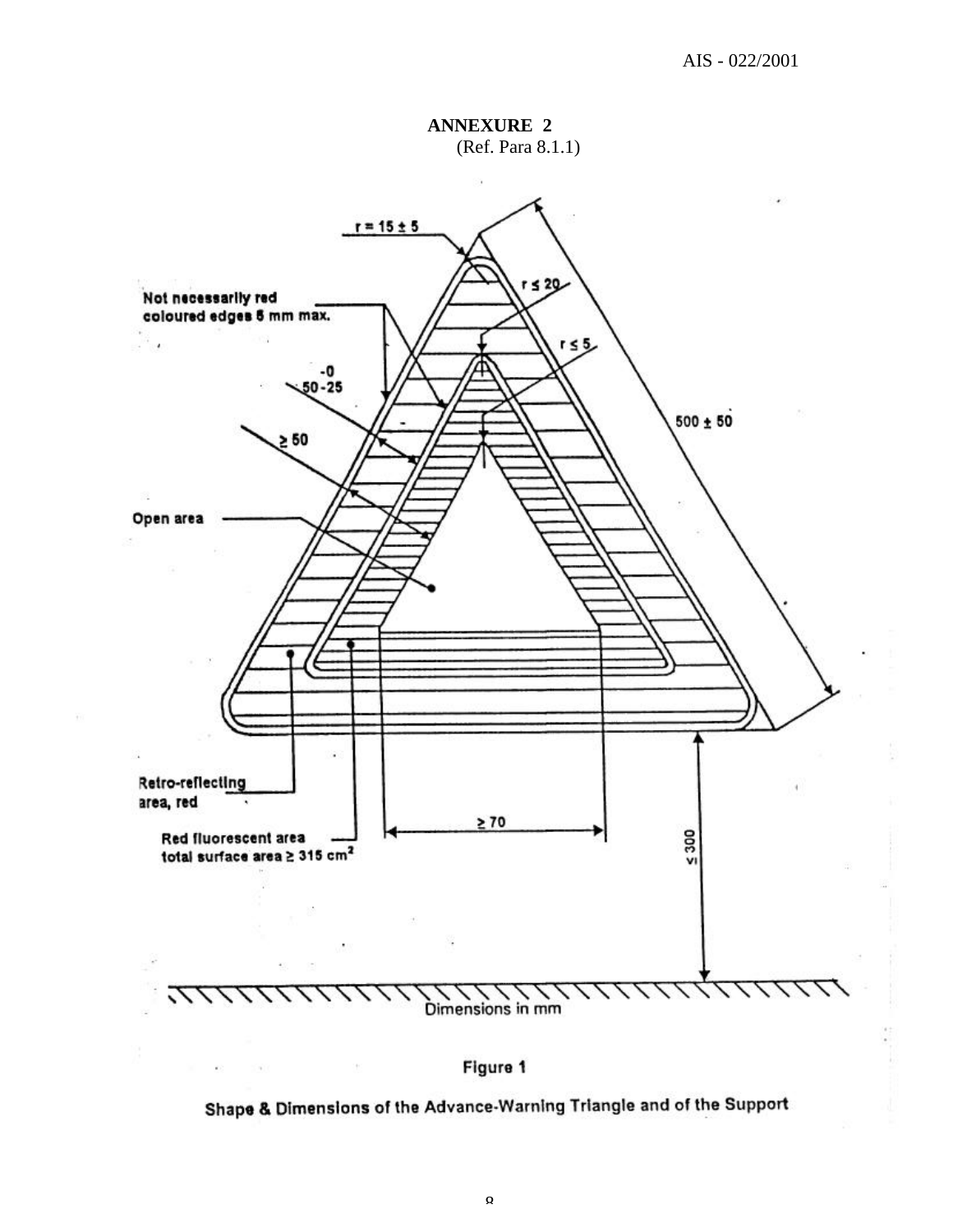## ANNEXURE 2

(Ref. Para 8.1.1)

r = 15 ± 5

r ≤ 20

r ≤ 5

Not necessarily red coloured edges 5 mm max.

-0
50 -25

≥ 50

500 ± 50

Open area

Retro-reflecting area, red

Red fluorescent area total surface area ≥ 315 cm[2]

≥ 70

≤ 300

Dimensions in mm

Figure 1

Shape & Dimensions of the Advance-Warning Triangle and of the Support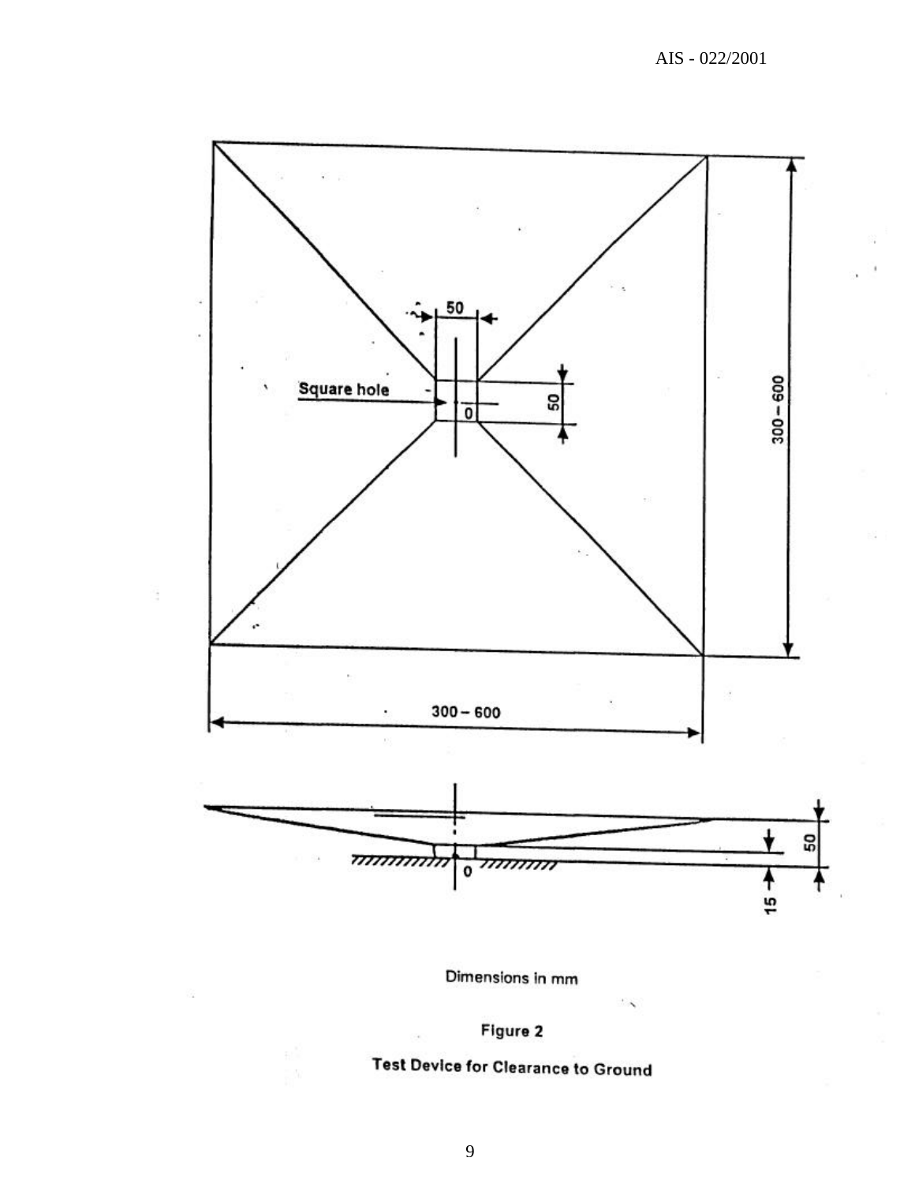Dimensions in mm

Figure 2

Test Device for Clearance to Ground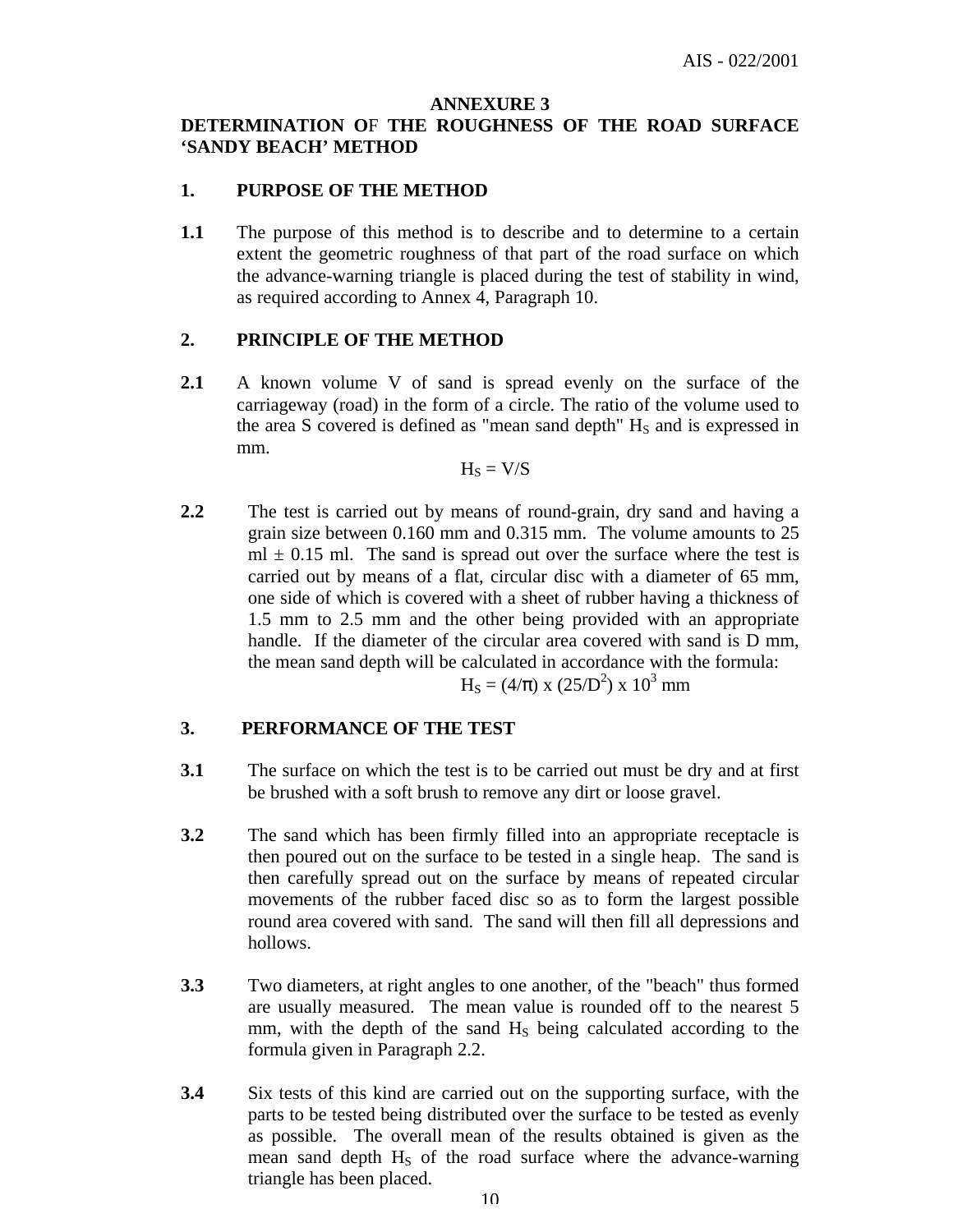# ANNEXURE 3

## DETERMINATION OF THE ROUGHNESS OF THE ROAD SURFACE 'SANDY BEACH' METHOD

### 1. PURPOSE OF THE METHOD

**1.1** The purpose of this method is to describe and to determine to a certain extent the geometric roughness of that part of the road surface on which the advance-warning triangle is placed during the test of stability in wind, as required according to Annex 4, Paragraph 10.

### 2. PRINCIPLE OF THE METHOD

**2.1** A known volume V of sand is spread evenly on the surface of the carriageway (road) in the form of a circle. The ratio of the volume used to the area S covered is defined as "mean sand depth" $H_S$ and is expressed in mm.

$$H_S = V/S$$

**2.2** The test is carried out by means of round-grain, dry sand and having a grain size between 0.160 mm and 0.315 mm. The volume amounts to 25 ml ± 0.15 ml. The sand is spread out over the surface where the test is carried out by means of a flat, circular disc with a diameter of 65 mm, one side of which is covered with a sheet of rubber having a thickness of 1.5 mm to 2.5 mm and the other being provided with an appropriate handle. If the diameter of the circular area covered with sand is D mm, the mean sand depth will be calculated in accordance with the formula:

$$H_S = (4/\pi) \times (25/D^2) \times 10^3 \text{ mm}$$

### 3. PERFORMANCE OF THE TEST

**3.1** The surface on which the test is to be carried out must be dry and at first be brushed with a soft brush to remove any dirt or loose gravel.

**3.2** The sand which has been firmly filled into an appropriate receptacle is then poured out on the surface to be tested in a single heap. The sand is then carefully spread out on the surface by means of repeated circular movements of the rubber faced disc so as to form the largest possible round area covered with sand. The sand will then fill all depressions and hollows.

**3.3** Two diameters, at right angles to one another, of the "beach" thus formed are usually measured. The mean value is rounded off to the nearest 5 mm, with the depth of the sand $H_S$ being calculated according to the formula given in Paragraph 2.2.

**3.4** Six tests of this kind are carried out on the supporting surface, with the parts to be tested being distributed over the surface to be tested as evenly as possible. The overall mean of the results obtained is given as the mean sand depth $H_S$ of the road surface where the advance-warning triangle has been placed.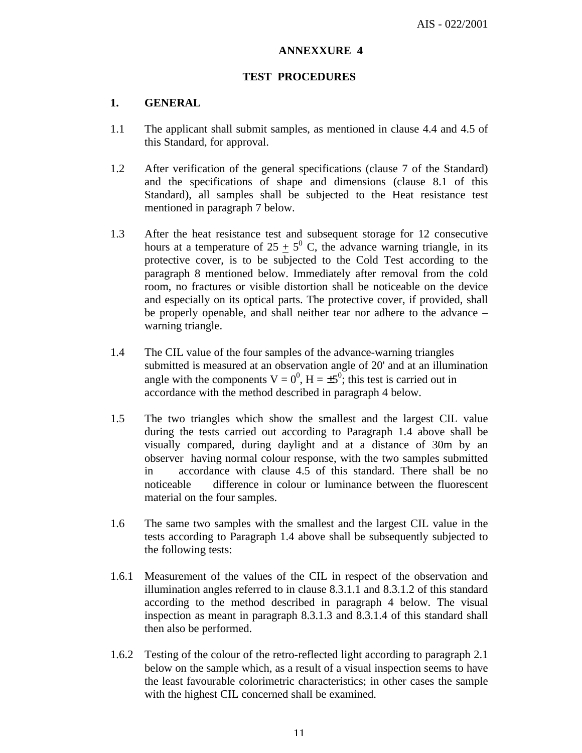# ANNEXXURE 4

## TEST PROCEDURES

### 1. GENERAL

1.1 The applicant shall submit samples, as mentioned in clause 4.4 and 4.5 of this Standard, for approval.

1.2 After verification of the general specifications (clause 7 of the Standard) and the specifications of shape and dimensions (clause 8.1 of this Standard), all samples shall be subjected to the Heat resistance test mentioned in paragraph 7 below.

1.3 After the heat resistance test and subsequent storage for 12 consecutive hours at a temperature of $25 \pm 5^0$ C, the advance warning triangle, in its protective cover, is to be subjected to the Cold Test according to the paragraph 8 mentioned below. Immediately after removal from the cold room, no fractures or visible distortion shall be noticeable on the device and especially on its optical parts. The protective cover, if provided, shall be properly openable, and shall neither tear nor adhere to the advance – warning triangle.

1.4 The CIL value of the four samples of the advance-warning triangles submitted is measured at an observation angle of 20' and at an illumination angle with the components $V = 0^0$, $H = \pm5^0$; this test is carried out in accordance with the method described in paragraph 4 below.

1.5 The two triangles which show the smallest and the largest CIL value during the tests carried out according to Paragraph 1.4 above shall be visually compared, during daylight and at a distance of 30m by an observer having normal colour response, with the two samples submitted in accordance with clause 4.5 of this standard. There shall be no noticeable difference in colour or luminance between the fluorescent material on the four samples.

1.6 The same two samples with the smallest and the largest CIL value in the tests according to Paragraph 1.4 above shall be subsequently subjected to the following tests:

1.6.1 Measurement of the values of the CIL in respect of the observation and illumination angles referred to in clause 8.3.1.1 and 8.3.1.2 of this standard according to the method described in paragraph 4 below. The visual inspection as meant in paragraph 8.3.1.3 and 8.3.1.4 of this standard shall then also be performed.

1.6.2 Testing of the colour of the retro-reflected light according to paragraph 2.1 below on the sample which, as a result of a visual inspection seems to have the least favourable colorimetric characteristics; in other cases the sample with the highest CIL concerned shall be examined.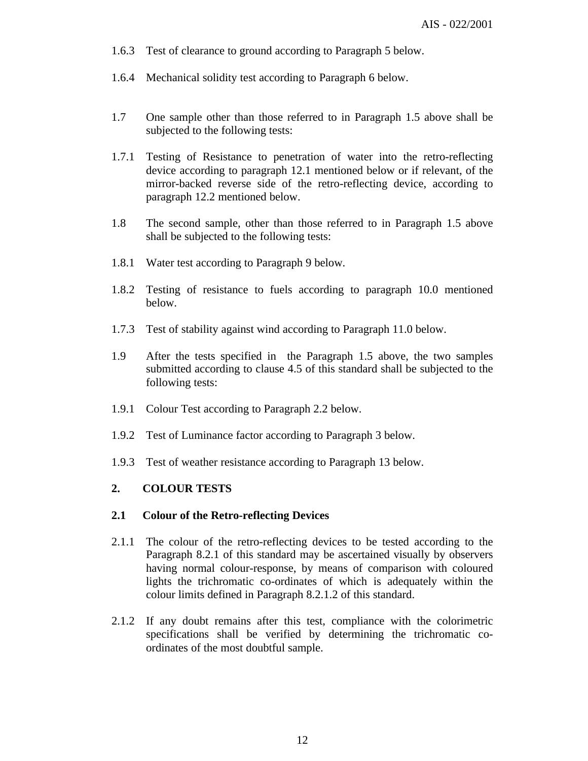1.6.3 Test of clearance to ground according to Paragraph 5 below.

1.6.4 Mechanical solidity test according to Paragraph 6 below.

1.7 One sample other than those referred to in Paragraph 1.5 above shall be subjected to the following tests:

1.7.1 Testing of Resistance to penetration of water into the retro-reflecting device according to paragraph 12.1 mentioned below or if relevant, of the mirror-backed reverse side of the retro-reflecting device, according to paragraph 12.2 mentioned below.

1.8 The second sample, other than those referred to in Paragraph 1.5 above shall be subjected to the following tests:

1.8.1 Water test according to Paragraph 9 below.

1.8.2 Testing of resistance to fuels according to paragraph 10.0 mentioned below.

1.7.3 Test of stability against wind according to Paragraph 11.0 below.

1.9 After the tests specified in the Paragraph 1.5 above, the two samples submitted according to clause 4.5 of this standard shall be subjected to the following tests:

1.9.1 Colour Test according to Paragraph 2.2 below.

1.9.2 Test of Luminance factor according to Paragraph 3 below.

1.9.3 Test of weather resistance according to Paragraph 13 below.

## 2. COLOUR TESTS

### 2.1 Colour of the Retro-reflecting Devices

2.1.1 The colour of the retro-reflecting devices to be tested according to the Paragraph 8.2.1 of this standard may be ascertained visually by observers having normal colour-response, by means of comparison with coloured lights the trichromatic co-ordinates of which is adequately within the colour limits defined in Paragraph 8.2.1.2 of this standard.

2.1.2 If any doubt remains after this test, compliance with the colorimetric specifications shall be verified by determining the trichromatic co-ordinates of the most doubtful sample.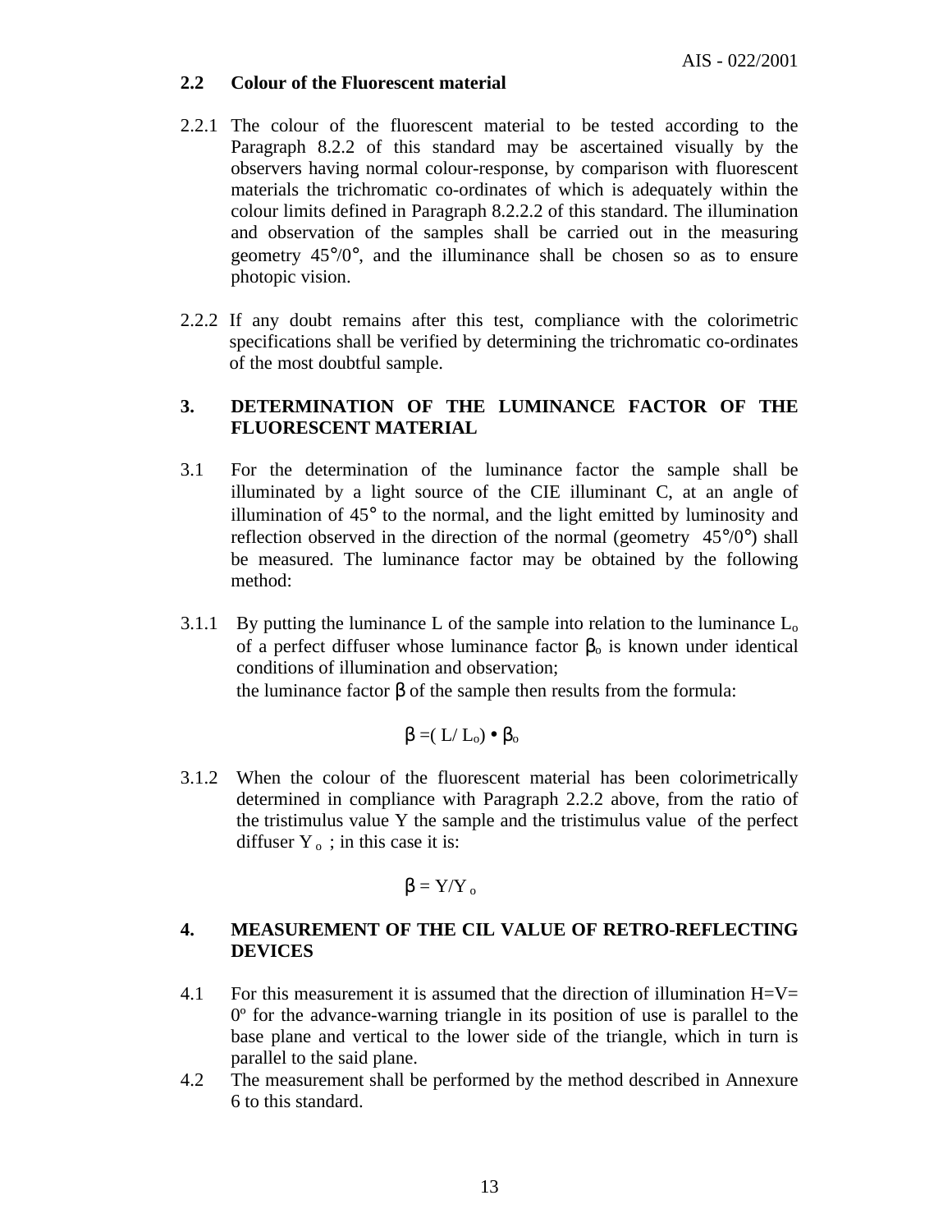### 2.2 Colour of the Fluorescent material

2.2.1 The colour of the fluorescent material to be tested according to the Paragraph 8.2.2 of this standard may be ascertained visually by the observers having normal colour-response, by comparison with fluorescent materials the trichromatic co-ordinates of which is adequately within the colour limits defined in Paragraph 8.2.2.2 of this standard. The illumination and observation of the samples shall be carried out in the measuring geometry 45°/0°, and the illuminance shall be chosen so as to ensure photopic vision.

2.2.2 If any doubt remains after this test, compliance with the colorimetric specifications shall be verified by determining the trichromatic co-ordinates of the most doubtful sample.

## 3. DETERMINATION OF THE LUMINANCE FACTOR OF THE FLUORESCENT MATERIAL

3.1 For the determination of the luminance factor the sample shall be illuminated by a light source of the CIE illuminant C, at an angle of illumination of 45° to the normal, and the light emitted by luminosity and reflection observed in the direction of the normal (geometry 45°/0°) shall be measured. The luminance factor may be obtained by the following method:

3.1.1 By putting the luminance L of the sample into relation to the luminance $L_o$ of a perfect diffuser whose luminance factor $\beta_o$ is known under identical conditions of illumination and observation;
the luminance factor $\beta$ of the sample then results from the formula:

$$\beta = (L / L_o) \bullet \beta_o$$

3.1.2 When the colour of the fluorescent material has been colorimetrically determined in compliance with Paragraph 2.2.2 above, from the ratio of the tristimulus value Y the sample and the tristimulus value of the perfect diffuser $Y_o$ ; in this case it is:

$$\beta = Y/Y_o$$

## 4. MEASUREMENT OF THE CIL VALUE OF RETRO-REFLECTING DEVICES

4.1 For this measurement it is assumed that the direction of illumination H=V= 0º for the advance-warning triangle in its position of use is parallel to the base plane and vertical to the lower side of the triangle, which in turn is parallel to the said plane.

4.2 The measurement shall be performed by the method described in Annexure 6 to this standard.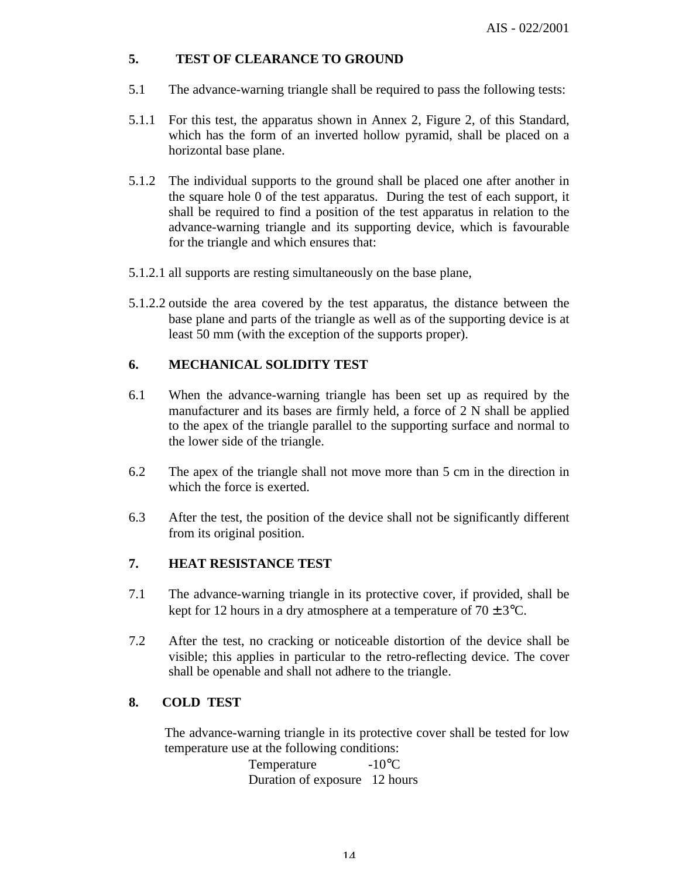## 5. TEST OF CLEARANCE TO GROUND

5.1 The advance-warning triangle shall be required to pass the following tests:

5.1.1 For this test, the apparatus shown in Annex 2, Figure 2, of this Standard, which has the form of an inverted hollow pyramid, shall be placed on a horizontal base plane.

5.1.2 The individual supports to the ground shall be placed one after another in the square hole 0 of the test apparatus. During the test of each support, it shall be required to find a position of the test apparatus in relation to the advance-warning triangle and its supporting device, which is favourable for the triangle and which ensures that:

5.1.2.1 all supports are resting simultaneously on the base plane,

5.1.2.2 outside the area covered by the test apparatus, the distance between the base plane and parts of the triangle as well as of the supporting device is at least 50 mm (with the exception of the supports proper).

## 6. MECHANICAL SOLIDITY TEST

6.1 When the advance-warning triangle has been set up as required by the manufacturer and its bases are firmly held, a force of 2 N shall be applied to the apex of the triangle parallel to the supporting surface and normal to the lower side of the triangle.

6.2 The apex of the triangle shall not move more than 5 cm in the direction in which the force is exerted.

6.3 After the test, the position of the device shall not be significantly different from its original position.

## 7. HEAT RESISTANCE TEST

7.1 The advance-warning triangle in its protective cover, if provided, shall be kept for 12 hours in a dry atmosphere at a temperature of 70 ± 3°C.

7.2 After the test, no cracking or noticeable distortion of the device shall be visible; this applies in particular to the retro-reflecting device. The cover shall be openable and shall not adhere to the triangle.

## 8. COLD TEST

The advance-warning triangle in its protective cover shall be tested for low temperature use at the following conditions:

| | |
|---|---|
| Temperature | -10°C |
| Duration of exposure | 12 hours |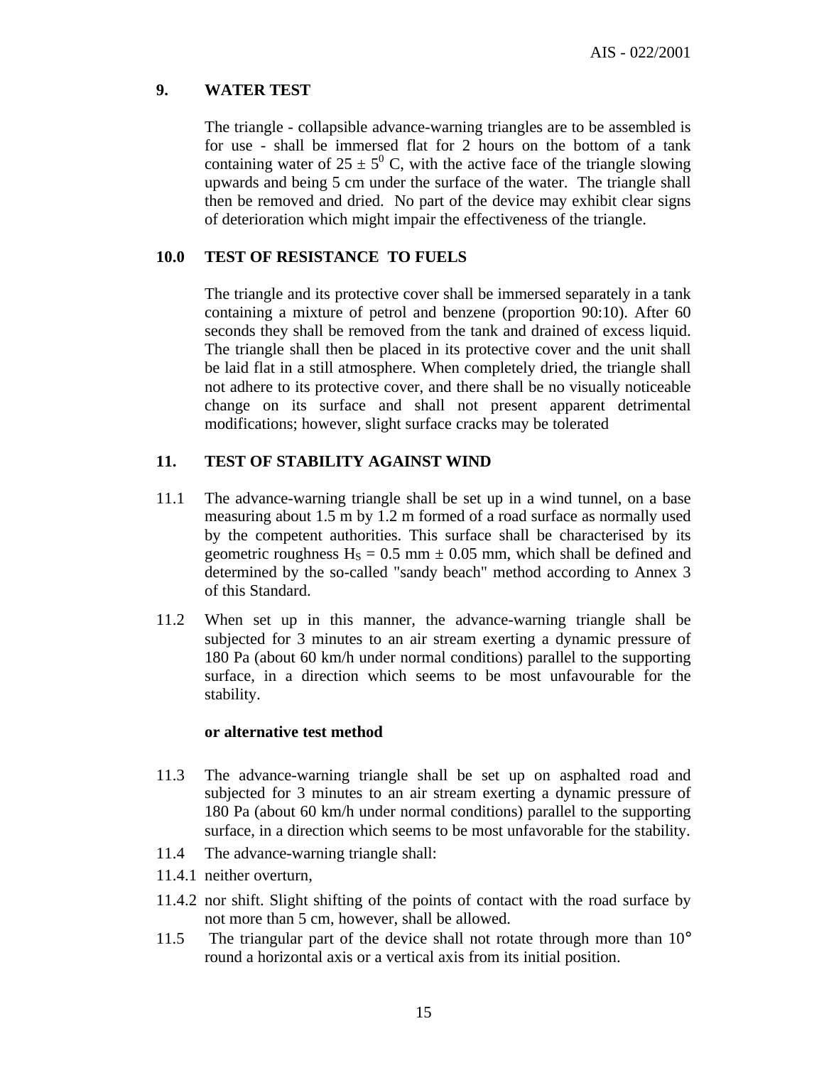## 9. WATER TEST

The triangle - collapsible advance-warning triangles are to be assembled is for use - shall be immersed flat for 2 hours on the bottom of a tank containing water of $25 \pm 5^0$ C, with the active face of the triangle slowing upwards and being 5 cm under the surface of the water. The triangle shall then be removed and dried. No part of the device may exhibit clear signs of deterioration which might impair the effectiveness of the triangle.

## 10.0 TEST OF RESISTANCE TO FUELS

The triangle and its protective cover shall be immersed separately in a tank containing a mixture of petrol and benzene (proportion 90:10). After 60 seconds they shall be removed from the tank and drained of excess liquid. The triangle shall then be placed in its protective cover and the unit shall be laid flat in a still atmosphere. When completely dried, the triangle shall not adhere to its protective cover, and there shall be no visually noticeable change on its surface and shall not present apparent detrimental modifications; however, slight surface cracks may be tolerated

## 11. TEST OF STABILITY AGAINST WIND

11.1 The advance-warning triangle shall be set up in a wind tunnel, on a base measuring about 1.5 m by 1.2 m formed of a road surface as normally used by the competent authorities. This surface shall be characterised by its geometric roughness $H_S = 0.5$ mm $\pm$ 0.05 mm, which shall be defined and determined by the so-called "sandy beach" method according to Annex 3 of this Standard.

11.2 When set up in this manner, the advance-warning triangle shall be subjected for 3 minutes to an air stream exerting a dynamic pressure of 180 Pa (about 60 km/h under normal conditions) parallel to the supporting surface, in a direction which seems to be most unfavourable for the stability.

**or alternative test method**

11.3 The advance-warning triangle shall be set up on asphalted road and subjected for 3 minutes to an air stream exerting a dynamic pressure of 180 Pa (about 60 km/h under normal conditions) parallel to the supporting surface, in a direction which seems to be most unfavorable for the stability.

11.4 The advance-warning triangle shall:

11.4.1 neither overturn,

11.4.2 nor shift. Slight shifting of the points of contact with the road surface by not more than 5 cm, however, shall be allowed.

11.5 The triangular part of the device shall not rotate through more than 10° round a horizontal axis or a vertical axis from its initial position.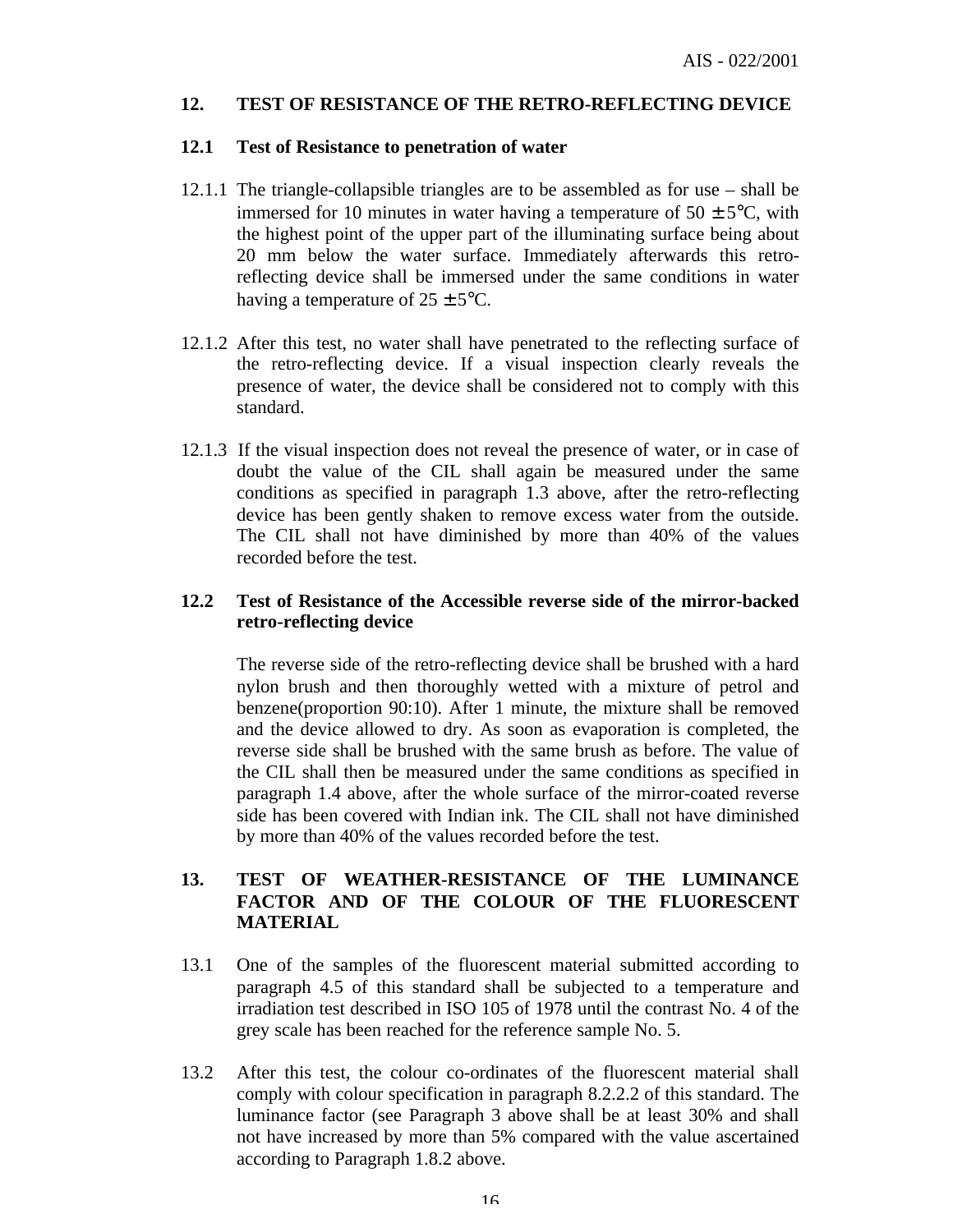## 12. TEST OF RESISTANCE OF THE RETRO-REFLECTING DEVICE

### 12.1 Test of Resistance to penetration of water

12.1.1 The triangle-collapsible triangles are to be assembled as for use – shall be immersed for 10 minutes in water having a temperature of 50 ± 5°C, with the highest point of the upper part of the illuminating surface being about 20 mm below the water surface. Immediately afterwards this retro-reflecting device shall be immersed under the same conditions in water having a temperature of 25 ± 5°C.

12.1.2 After this test, no water shall have penetrated to the reflecting surface of the retro-reflecting device. If a visual inspection clearly reveals the presence of water, the device shall be considered not to comply with this standard.

12.1.3 If the visual inspection does not reveal the presence of water, or in case of doubt the value of the CIL shall again be measured under the same conditions as specified in paragraph 1.3 above, after the retro-reflecting device has been gently shaken to remove excess water from the outside. The CIL shall not have diminished by more than 40% of the values recorded before the test.

### 12.2 Test of Resistance of the Accessible reverse side of the mirror-backed retro-reflecting device

The reverse side of the retro-reflecting device shall be brushed with a hard nylon brush and then thoroughly wetted with a mixture of petrol and benzene(proportion 90:10). After 1 minute, the mixture shall be removed and the device allowed to dry. As soon as evaporation is completed, the reverse side shall be brushed with the same brush as before. The value of the CIL shall then be measured under the same conditions as specified in paragraph 1.4 above, after the whole surface of the mirror-coated reverse side has been covered with Indian ink. The CIL shall not have diminished by more than 40% of the values recorded before the test.

## 13. TEST OF WEATHER-RESISTANCE OF THE LUMINANCE FACTOR AND OF THE COLOUR OF THE FLUORESCENT MATERIAL

13.1 One of the samples of the fluorescent material submitted according to paragraph 4.5 of this standard shall be subjected to a temperature and irradiation test described in ISO 105 of 1978 until the contrast No. 4 of the grey scale has been reached for the reference sample No. 5.

13.2 After this test, the colour co-ordinates of the fluorescent material shall comply with colour specification in paragraph 8.2.2.2 of this standard. The luminance factor (see Paragraph 3 above shall be at least 30% and shall not have increased by more than 5% compared with the value ascertained according to Paragraph 1.8.2 above.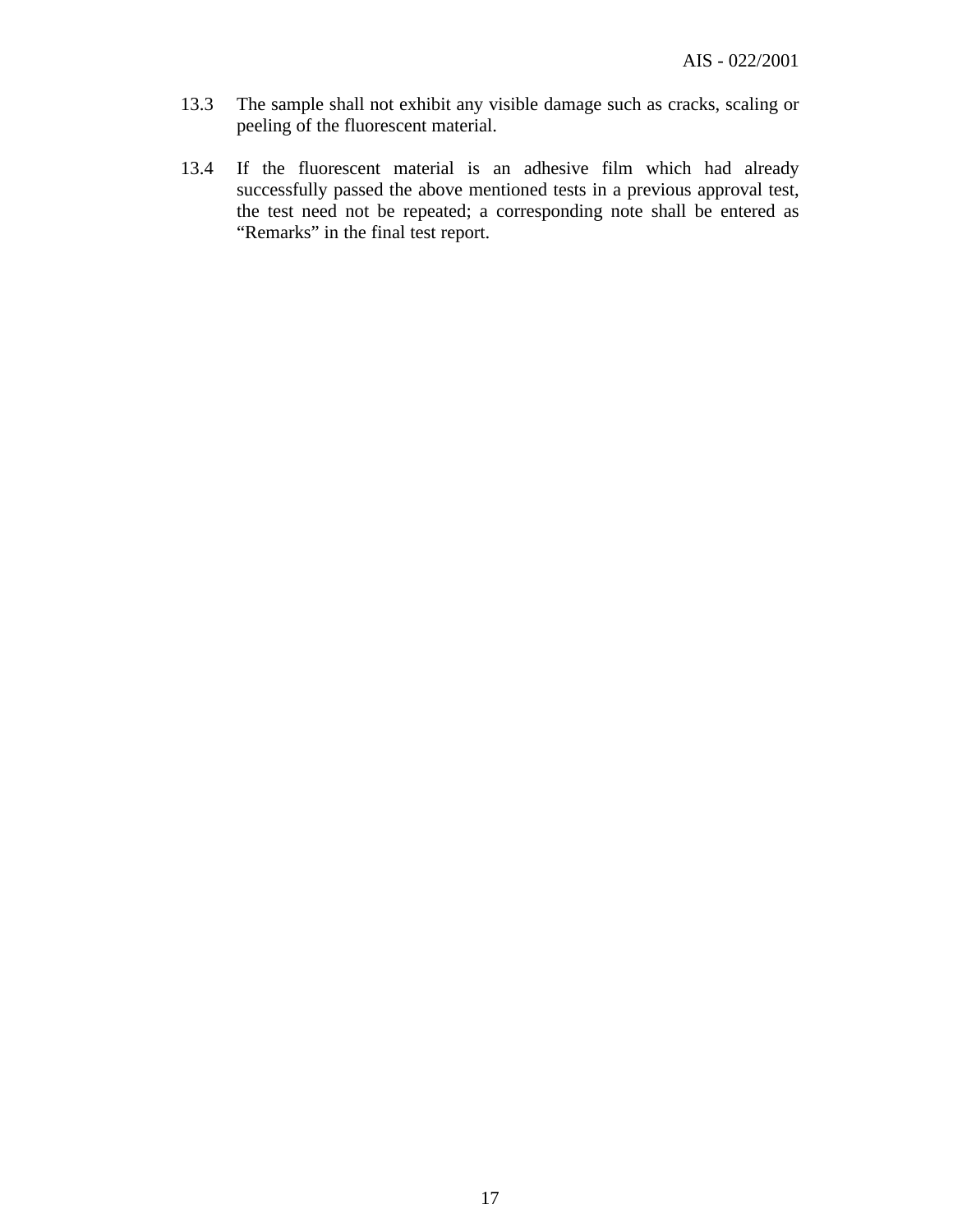13.3 The sample shall not exhibit any visible damage such as cracks, scaling or peeling of the fluorescent material.

13.4 If the fluorescent material is an adhesive film which had already successfully passed the above mentioned tests in a previous approval test, the test need not be repeated; a corresponding note shall be entered as "Remarks" in the final test report.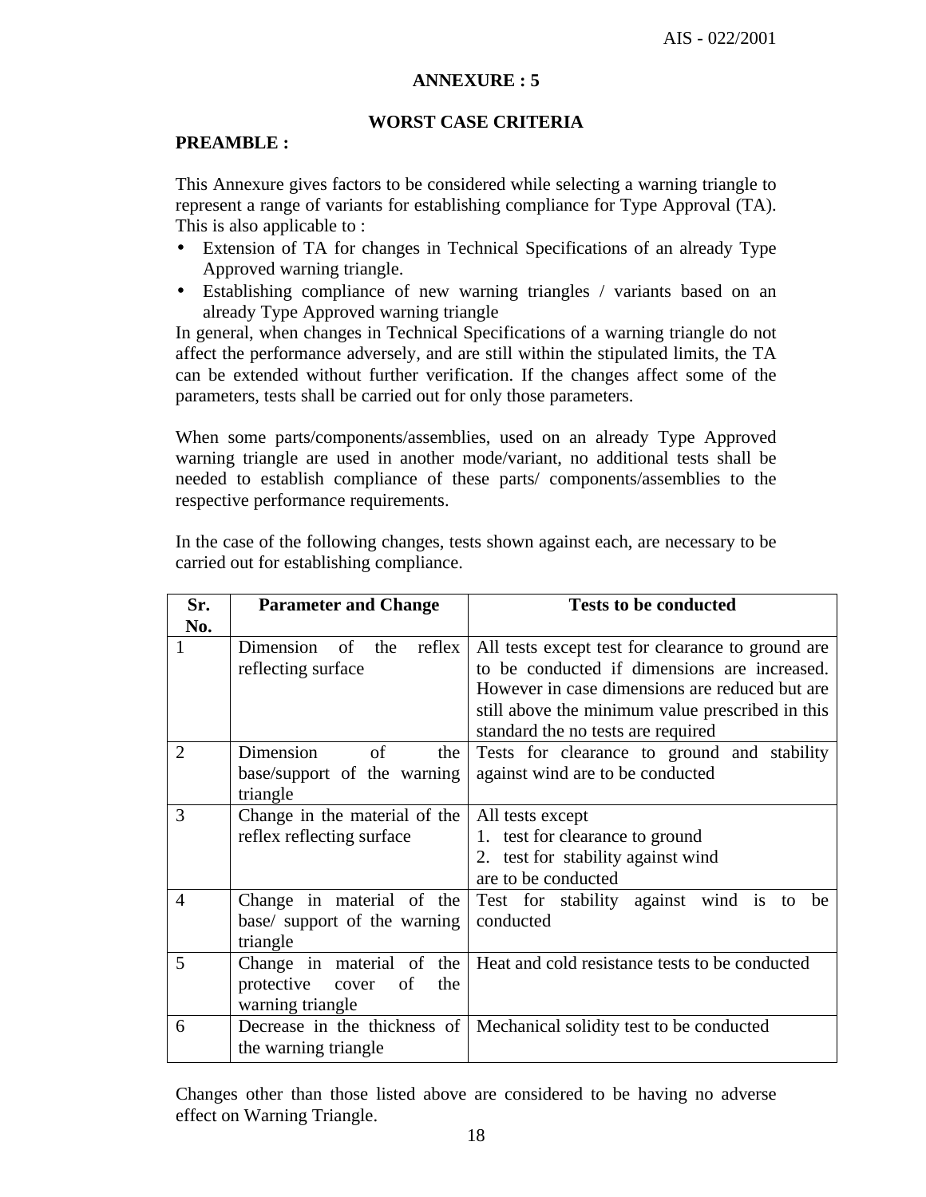## ANNEXURE : 5

## WORST CASE CRITERIA

**PREAMBLE :**

This Annexure gives factors to be considered while selecting a warning triangle to represent a range of variants for establishing compliance for Type Approval (TA). This is also applicable to :

- Extension of TA for changes in Technical Specifications of an already Type Approved warning triangle.
- Establishing compliance of new warning triangles / variants based on an already Type Approved warning triangle

In general, when changes in Technical Specifications of a warning triangle do not affect the performance adversely, and are still within the stipulated limits, the TA can be extended without further verification. If the changes affect some of the parameters, tests shall be carried out for only those parameters.

When some parts/components/assemblies, used on an already Type Approved warning triangle are used in another mode/variant, no additional tests shall be needed to establish compliance of these parts/ components/assemblies to the respective performance requirements.

In the case of the following changes, tests shown against each, are necessary to be carried out for establishing compliance.

| Sr. No. | Parameter and Change | Tests to be conducted |
|---|---|---|
| 1 | Dimension of the reflex reflecting surface | All tests except test for clearance to ground are to be conducted if dimensions are increased. However in case dimensions are reduced but are still above the minimum value prescribed in this standard the no tests are required |
| 2 | Dimension of the base/support of the warning triangle | Tests for clearance to ground and stability against wind are to be conducted |
| 3 | Change in the material of the reflex reflecting surface | All tests except<br>1. test for clearance to ground<br>2. test for stability against wind<br>are to be conducted |
| 4 | Change in material of the base/ support of the warning triangle | Test for stability against wind is to be conducted |
| 5 | Change in material of the protective cover of the warning triangle | Heat and cold resistance tests to be conducted |
| 6 | Decrease in the thickness of the warning triangle | Mechanical solidity test to be conducted |

Changes other than those listed above are considered to be having no adverse effect on Warning Triangle.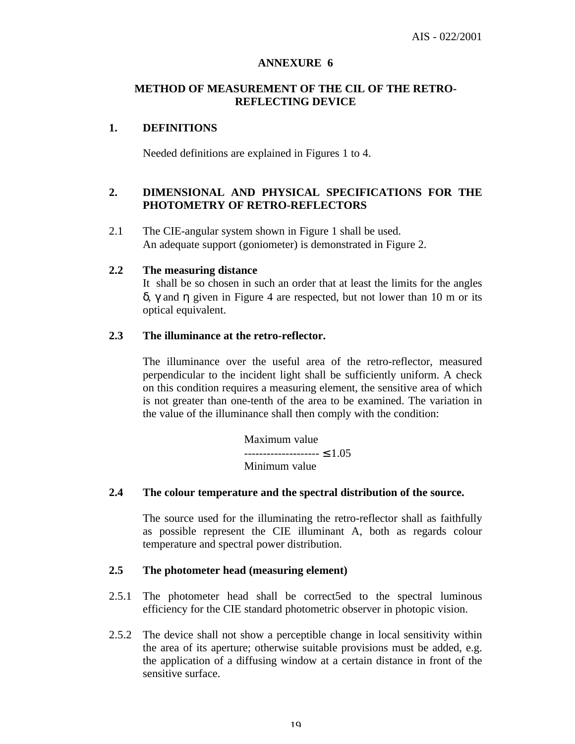## ANNEXURE 6

### METHOD OF MEASUREMENT OF THE CIL OF THE RETRO-REFLECTING DEVICE

**1. DEFINITIONS**

Needed definitions are explained in Figures 1 to 4.

**2. DIMENSIONAL AND PHYSICAL SPECIFICATIONS FOR THE PHOTOMETRY OF RETRO-REFLECTORS**

2.1 The CIE-angular system shown in Figure 1 shall be used.
An adequate support (goniometer) is demonstrated in Figure 2.

**2.2 The measuring distance**

It shall be so chosen in such an order that at least the limits for the angles $\delta$, $\gamma$ and $\eta$ given in Figure 4 are respected, but not lower than 10 m or its optical equivalent.

**2.3 The illuminance at the retro-reflector.**

The illuminance over the useful area of the retro-reflector, measured perpendicular to the incident light shall be sufficiently uniform. A check on this condition requires a measuring element, the sensitive area of which is not greater than one-tenth of the area to be examined. The variation in the value of the illuminance shall then comply with the condition:

$$\frac{\text{Maximum value}}{\text{Minimum value}} \leq 1.05$$

**2.4 The colour temperature and the spectral distribution of the source.**

The source used for the illuminating the retro-reflector shall as faithfully as possible represent the CIE illuminant A, both as regards colour temperature and spectral power distribution.

**2.5 The photometer head (measuring element)**

2.5.1 The photometer head shall be correct5ed to the spectral luminous efficiency for the CIE standard photometric observer in photopic vision.

2.5.2 The device shall not show a perceptible change in local sensitivity within the area of its aperture; otherwise suitable provisions must be added, e.g. the application of a diffusing window at a certain distance in front of the sensitive surface.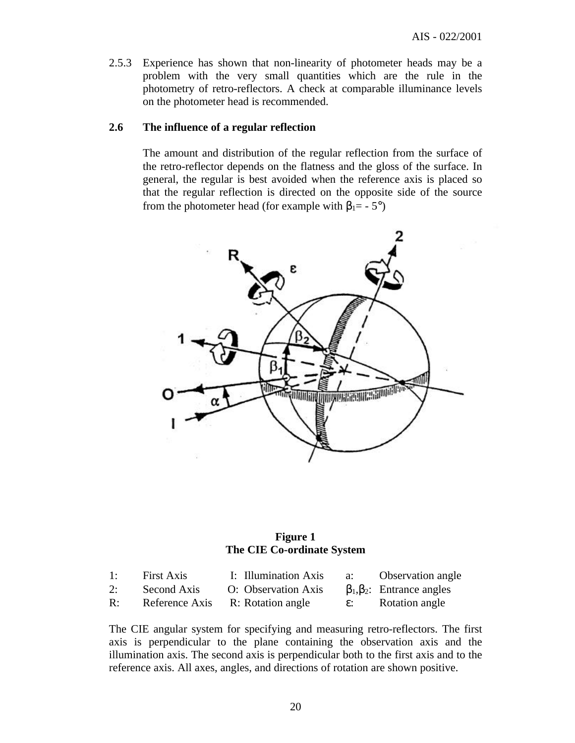2.5.3 Experience has shown that non-linearity of photometer heads may be a problem with the very small quantities which are the rule in the photometry of retro-reflectors. A check at comparable illuminance levels on the photometer head is recommended.

## 2.6 The influence of a regular reflection

The amount and distribution of the regular reflection from the surface of the retro-reflector depends on the flatness and the gloss of the surface. In general, the regular is best avoided when the reference axis is placed so that the regular reflection is directed on the opposite side of the source from the photometer head (for example with $\beta_1 = -5°$)

**Figure 1**
**The CIE Co-ordinate System**

| | | | | | |
|---|---|---|---|---|---|
| 1: | First Axis | I: | Illumination Axis | a: | Observation angle |
| 2: | Second Axis | O: | Observation Axis | $\beta_1, \beta_2$: | Entrance angles |
| R: | Reference Axis | R: | Rotation angle | $\varepsilon$: | Rotation angle |

The CIE angular system for specifying and measuring retro-reflectors. The first axis is perpendicular to the plane containing the observation axis and the illumination axis. The second axis is perpendicular both to the first axis and to the reference axis. All axes, angles, and directions of rotation are shown positive.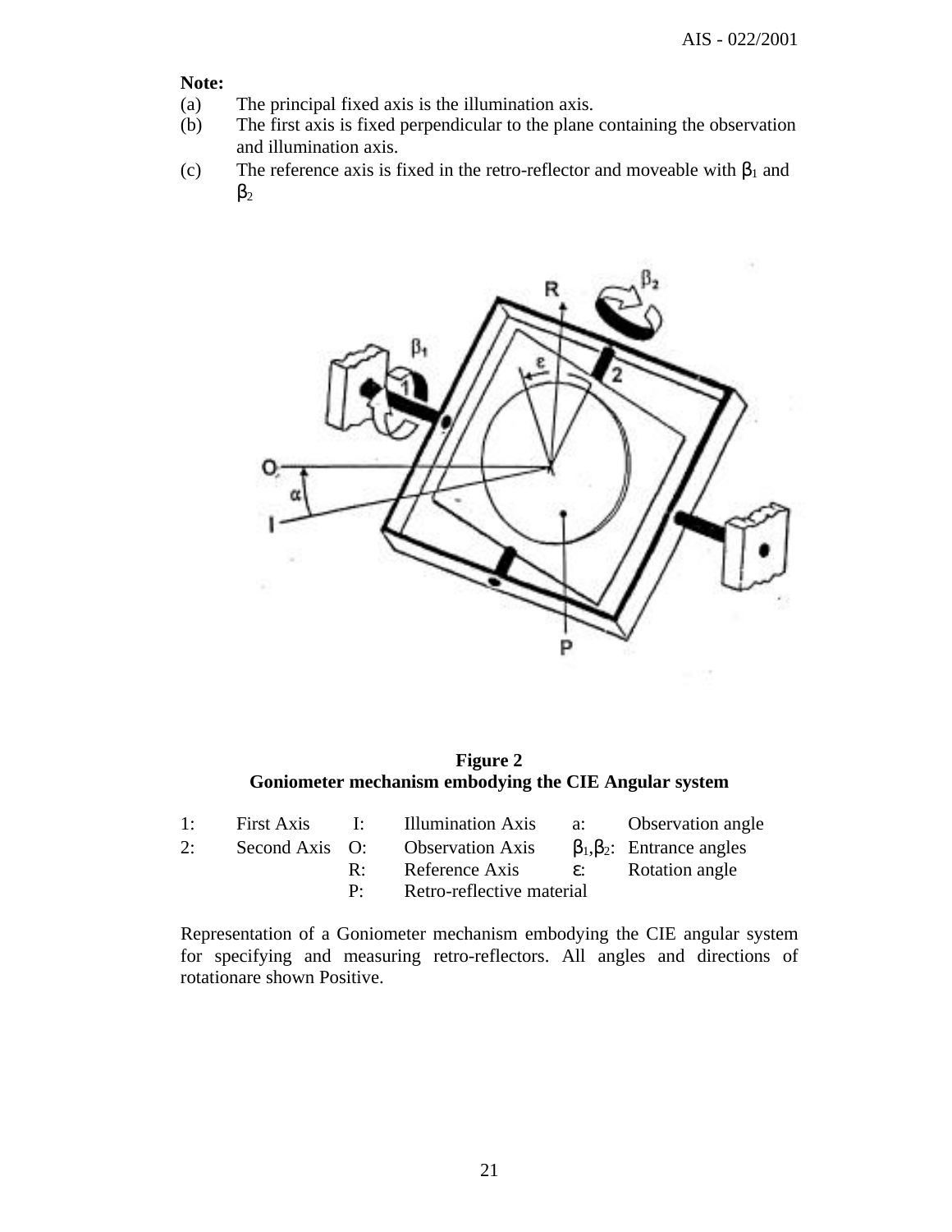**Note:**

(a) The principal fixed axis is the illumination axis.

(b) The first axis is fixed perpendicular to the plane containing the observation and illumination axis.

(c) The reference axis is fixed in the retro-reflector and moveable with $\beta_1$ and $\beta_2$

**Figure 2**
**Goniometer mechanism embodying the CIE Angular system**

| | | | | | |
|---|---|---|---|---|---|
| 1: | First Axis | I: | Illumination Axis | a: | Observation angle |
| 2: | Second Axis | O: | Observation Axis | $\beta_1$,$\beta_2$: | Entrance angles |
| | | R: | Reference Axis | $\varepsilon$: | Rotation angle |
| | | P: | Retro-reflective material | | |

Representation of a Goniometer mechanism embodying the CIE angular system for specifying and measuring retro-reflectors. All angles and directions of rotationare shown Positive.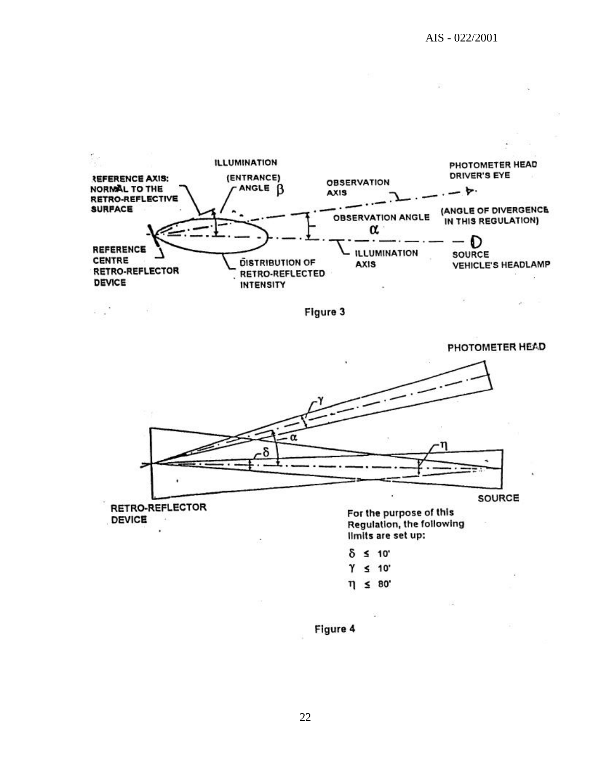ILLUMINATION (ENTRANCE) ANGLE $\beta$

REFERENCE AXIS: NORMAL TO THE RETRO-REFLECTIVE SURFACE

OBSERVATION AXIS

PHOTOMETER HEAD DRIVER'S EYE

OBSERVATION ANGLE $\alpha$

(ANGLE OF DIVERGENCE IN THIS REGULATION)

REFERENCE CENTRE RETRO-REFLECTOR DEVICE

DISTRIBUTION OF RETRO-REFLECTED INTENSITY

ILLUMINATION AXIS

SOURCE VEHICLE'S HEADLAMP

Figure 3

PHOTOMETER HEAD

RETRO-REFLECTOR DEVICE

SOURCE

For the purpose of this Regulation, the following limits are set up:

$\delta \leq 10'$

$\gamma \leq 10'$

$\eta \leq 80'$

Figure 4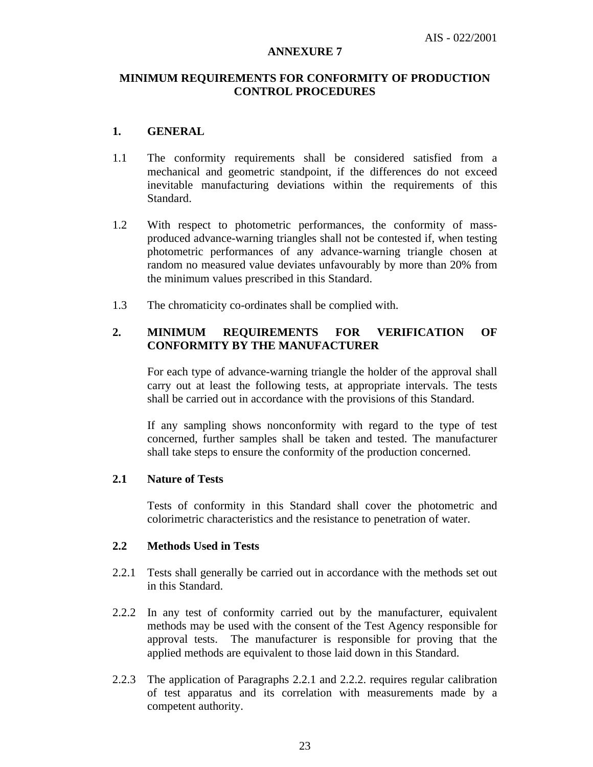# ANNEXURE 7

## MINIMUM REQUIREMENTS FOR CONFORMITY OF PRODUCTION CONTROL PROCEDURES

### 1. GENERAL

1.1 The conformity requirements shall be considered satisfied from a mechanical and geometric standpoint, if the differences do not exceed inevitable manufacturing deviations within the requirements of this Standard.

1.2 With respect to photometric performances, the conformity of mass-produced advance-warning triangles shall not be contested if, when testing photometric performances of any advance-warning triangle chosen at random no measured value deviates unfavourably by more than 20% from the minimum values prescribed in this Standard.

1.3 The chromaticity co-ordinates shall be complied with.

### 2. MINIMUM REQUIREMENTS FOR VERIFICATION OF CONFORMITY BY THE MANUFACTURER

For each type of advance-warning triangle the holder of the approval shall carry out at least the following tests, at appropriate intervals. The tests shall be carried out in accordance with the provisions of this Standard.

If any sampling shows nonconformity with regard to the type of test concerned, further samples shall be taken and tested. The manufacturer shall take steps to ensure the conformity of the production concerned.

#### 2.1 Nature of Tests

Tests of conformity in this Standard shall cover the photometric and colorimetric characteristics and the resistance to penetration of water.

#### 2.2 Methods Used in Tests

2.2.1 Tests shall generally be carried out in accordance with the methods set out in this Standard.

2.2.2 In any test of conformity carried out by the manufacturer, equivalent methods may be used with the consent of the Test Agency responsible for approval tests. The manufacturer is responsible for proving that the applied methods are equivalent to those laid down in this Standard.

2.2.3 The application of Paragraphs 2.2.1 and 2.2.2. requires regular calibration of test apparatus and its correlation with measurements made by a competent authority.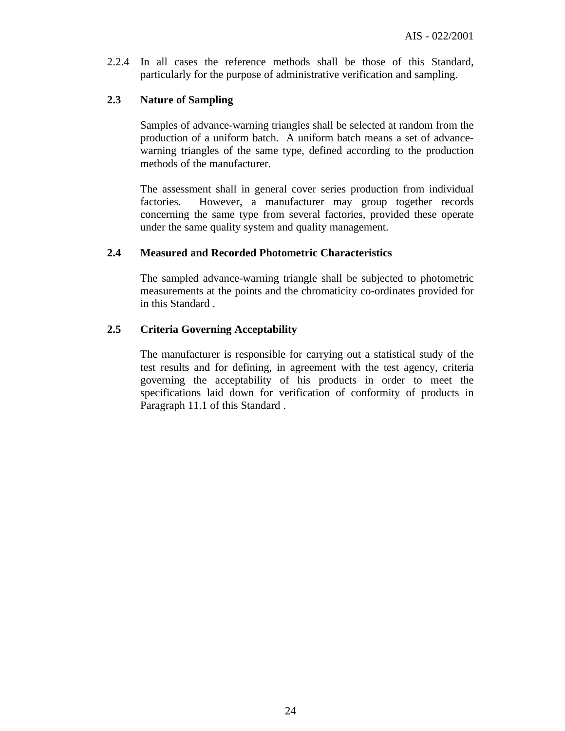2.2.4 In all cases the reference methods shall be those of this Standard, particularly for the purpose of administrative verification and sampling.

**2.3 Nature of Sampling**

Samples of advance-warning triangles shall be selected at random from the production of a uniform batch. A uniform batch means a set of advance-warning triangles of the same type, defined according to the production methods of the manufacturer.

The assessment shall in general cover series production from individual factories. However, a manufacturer may group together records concerning the same type from several factories, provided these operate under the same quality system and quality management.

**2.4 Measured and Recorded Photometric Characteristics**

The sampled advance-warning triangle shall be subjected to photometric measurements at the points and the chromaticity co-ordinates provided for in this Standard .

**2.5 Criteria Governing Acceptability**

The manufacturer is responsible for carrying out a statistical study of the test results and for defining, in agreement with the test agency, criteria governing the acceptability of his products in order to meet the specifications laid down for verification of conformity of products in Paragraph 11.1 of this Standard .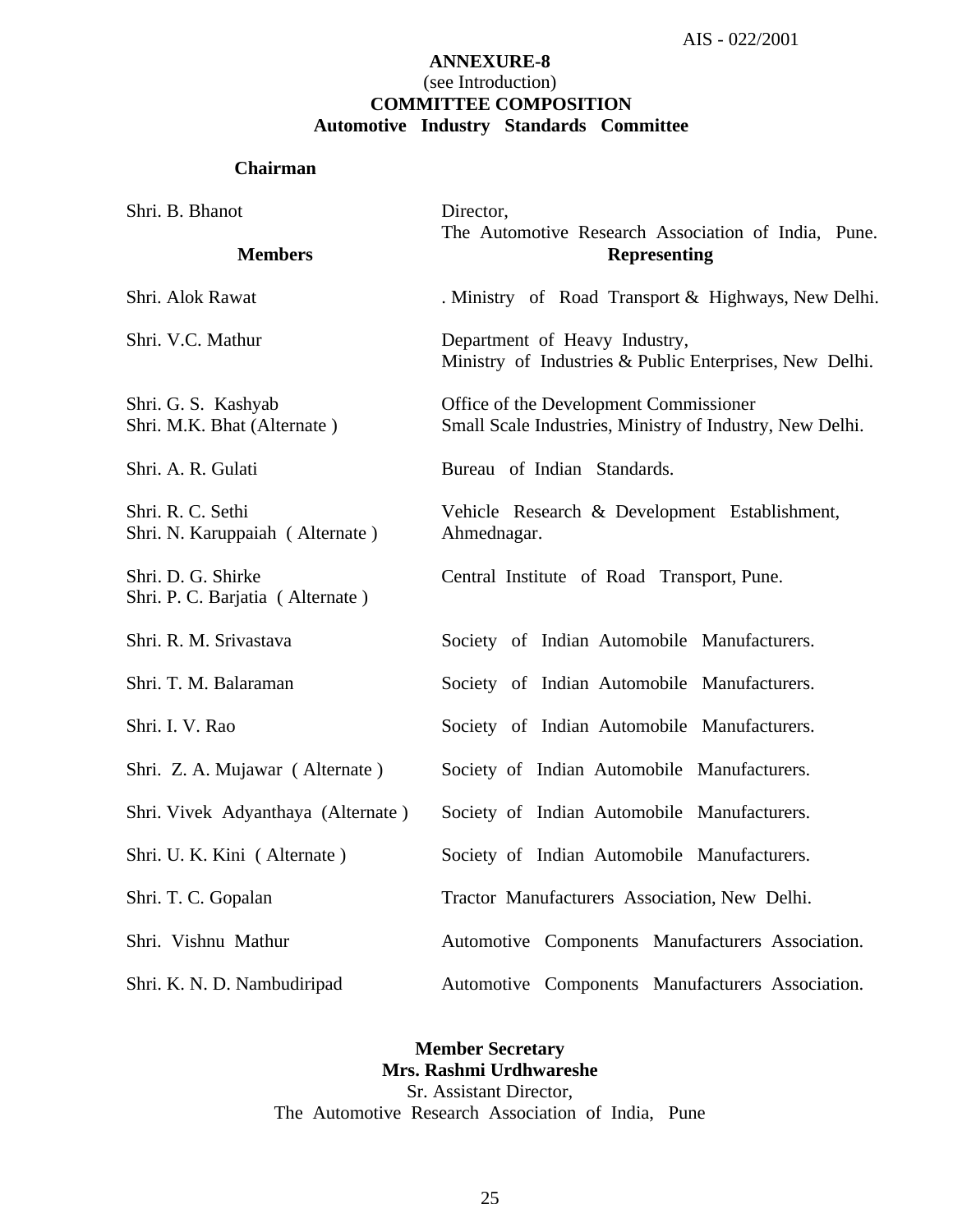**ANNEXURE-8**
(see Introduction)
**COMMITTEE COMPOSITION**
**Automotive Industry Standards Committee**

**Chairman**

| | |
|---|---|
| Shri. B. Bhanot | Director, The Automotive Research Association of India, Pune. |
| **Members** | **Representing** |
| Shri. Alok Rawat | . Ministry of Road Transport & Highways, New Delhi. |
| Shri. V.C. Mathur | Department of Heavy Industry, Ministry of Industries & Public Enterprises, New Delhi. |
| Shri. G. S. Kashyab<br>Shri. M.K. Bhat (Alternate ) | Office of the Development Commissioner Small Scale Industries, Ministry of Industry, New Delhi. |
| Shri. A. R. Gulati | Bureau of Indian Standards. |
| Shri. R. C. Sethi<br>Shri. N. Karuppaiah ( Alternate ) | Vehicle Research & Development Establishment, Ahmednagar. |
| Shri. D. G. Shirke<br>Shri. P. C. Barjatia ( Alternate ) | Central Institute of Road Transport, Pune. |
| Shri. R. M. Srivastava | Society of Indian Automobile Manufacturers. |
| Shri. T. M. Balaraman | Society of Indian Automobile Manufacturers. |
| Shri. I. V. Rao | Society of Indian Automobile Manufacturers. |
| Shri. Z. A. Mujawar ( Alternate ) | Society of Indian Automobile Manufacturers. |
| Shri. Vivek Adyanthaya (Alternate ) | Society of Indian Automobile Manufacturers. |
| Shri. U. K. Kini ( Alternate ) | Society of Indian Automobile Manufacturers. |
| Shri. T. C. Gopalan | Tractor Manufacturers Association, New Delhi. |
| Shri. Vishnu Mathur | Automotive Components Manufacturers Association. |
| Shri. K. N. D. Nambudiripad | Automotive Components Manufacturers Association. |

**Member Secretary**
**Mrs. Rashmi Urdhwareshe**
Sr. Assistant Director,
The Automotive Research Association of India, Pune